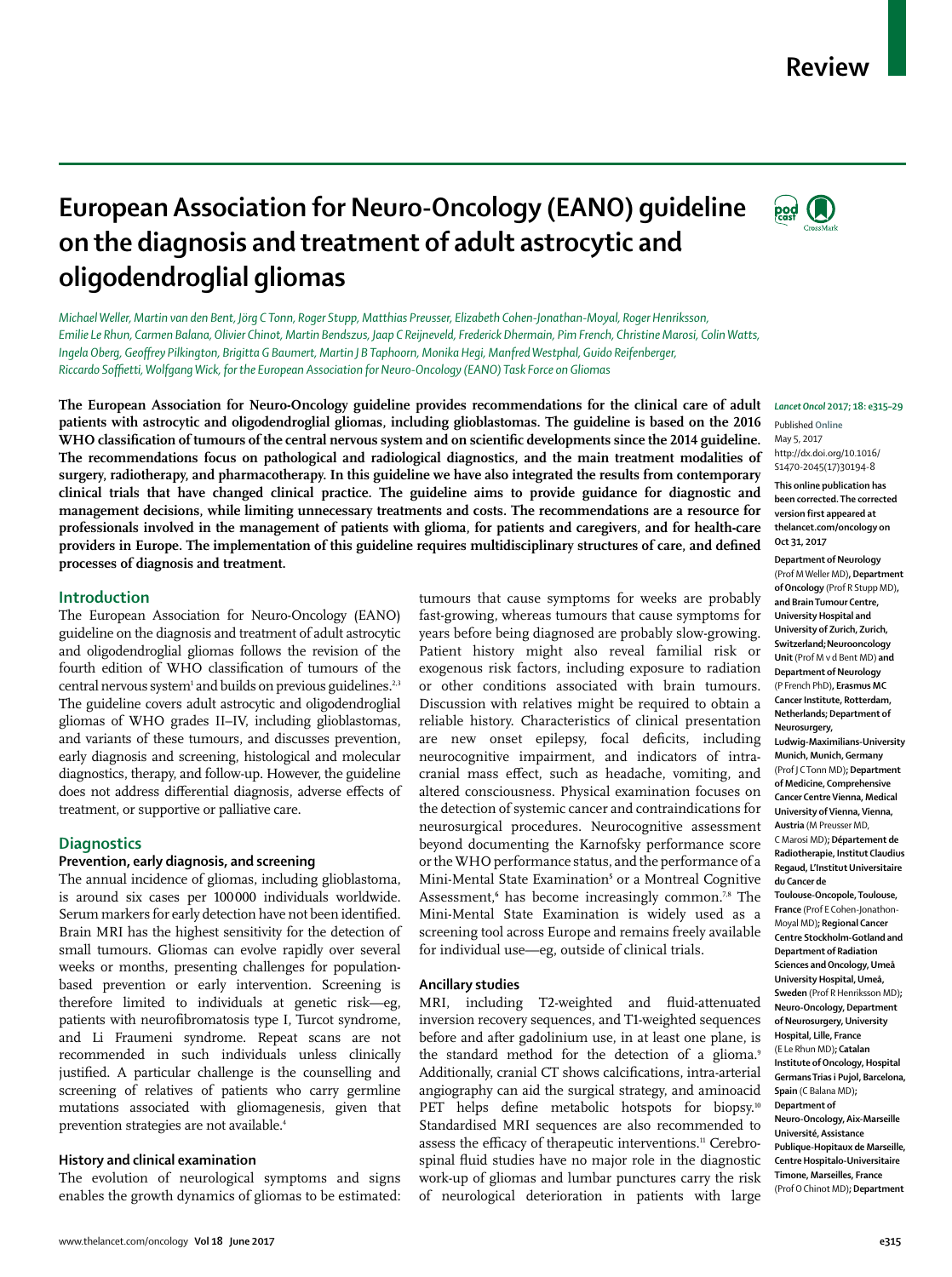# European Association for Neuro-Oncology (EANO) guideline on the diagnosis and treatment of adult astrocytic and oligodendroglial gliomas

*Michael Weller, Martin van den Bent, Jörg C Tonn, Roger Stupp, Matthias Preusser, Elizabeth Cohen-Jonathan-Moyal, Roger Henriksson, Emilie Le Rhun, Carmen Balana, Olivier Chinot, Martin Bendszus, Jaap C Reijneveld, Frederick Dhermain, Pim French, Christine Marosi, Colin Watts, Ingela Oberg, Geoffrey Pilkington, Brigitta G Baumert, Martin J B Taphoorn, Monika Hegi, Manfred Westphal, Guido Reifenberger, Riccardo Soffietti, Wolfgang Wick, for the European Association for Neuro-Oncology (EANO) Task Force on Gliomas*

**The European Association for Neuro-Oncology guideline provides recommendations for the clinical care of adult patients with astrocytic and oligodendroglial gliomas, including glioblastomas. The guideline is based on the 2016 WHO classification of tumours of the central nervous system and on scientific developments since the 2014 guideline. The recommendations focus on pathological and radiological diagnostics, and the main treatment modalities of surgery, radiotherapy, and pharmacotherapy. In this guideline we have also integrated the results from contemporary clinical trials that have changed clinical practice. The guideline aims to provide guidance for diagnostic and management decisions, while limiting unnecessary treatments and costs. The recommendations are a resource for professionals involved in the management of patients with glioma, for patients and caregivers, and for health-care providers in Europe. The implementation of this guideline requires multidisciplinary structures of care, and defined processes of diagnosis and treatment.**

*Lancet Oncol* 2017; 18: e315–29

Published Online May 5, 2017 http://dx.doi.org/10.1016/S1470-2045(17)30194-8

**This online publication has been corrected. The corrected version first appeared at thelancet.com/oncology on Oct 31, 2017**

**Department of Neurology** (Prof M Weller MD)**, Department of Oncology** (Prof R Stupp MD)**, and Brain Tumour Centre, University Hospital and University of Zurich, Zurich, Switzerland; Neurooncology Unit** (Prof M v d Bent MD) **and Department of Neurology** (P French PhD)**, Erasmus MC Cancer Institute, Rotterdam, Netherlands; Department of Neurosurgery, Ludwig-Maximilians-University Munich, Munich, Germany** (Prof J C Tonn MD)**; Department of Medicine, Comprehensive Cancer Centre Vienna, Medical University of Vienna, Vienna, Austria** (M Preusser MD, C Marosi MD)**; Département de Radiotherapie, Institut Claudius Regaud, L'Institut Universitaire du Cancer de Toulouse-Oncopole, Toulouse, France** (Prof E Cohen-Jonathon-Moyal MD)**; Regional Cancer Centre Stockholm-Gotland and Department of Radiation Sciences and Oncology, Umeå University Hospital, Umeå, Sweden** (Prof R Henriksson MD)**; Neuro-Oncology, Department of Neurosurgery, University Hospital, Lille, France** (E Le Rhun MD)**; Catalan Institute of Oncology, Hospital Germans Trias i Pujol, Barcelona, Spain** (C Balana MD)**; Department of Neuro-Oncology, Aix-Marseille Université, Assistance Publique-Hopitaux de Marseille, Centre Hospitalo-Universitaire Timone, Marseilles, France** (Prof O Chinot MD)**; Department**

## Introduction

The European Association for Neuro-Oncology (EANO) guideline on the diagnosis and treatment of adult astrocytic and oligodendroglial gliomas follows the revision of the fourth edition of WHO classification of tumours of the central nervous system[1] and builds on previous guidelines.[2,3] The guideline covers adult astrocytic and oligodendroglial gliomas of WHO grades II–IV, including glioblastomas, and variants of these tumours, and discusses prevention, early diagnosis and screening, histological and molecular diagnostics, therapy, and follow-up. However, the guideline does not address differential diagnosis, adverse effects of treatment, or supportive or palliative care.

## Diagnostics

### Prevention, early diagnosis, and screening

The annual incidence of gliomas, including glioblastoma, is around six cases per 100 000 individuals worldwide. Serum markers for early detection have not been identified. Brain MRI has the highest sensitivity for the detection of small tumours. Gliomas can evolve rapidly over several weeks or months, presenting challenges for population-based prevention or early intervention. Screening is therefore limited to individuals at genetic risk—eg, patients with neurofibromatosis type I, Turcot syndrome, and Li Fraumeni syndrome. Repeat scans are not recommended in such individuals unless clinically justified. A particular challenge is the counselling and screening of relatives of patients who carry germline mutations associated with gliomagenesis, given that prevention strategies are not available.[4]

### History and clinical examination

The evolution of neurological symptoms and signs enables the growth dynamics of gliomas to be estimated: tumours that cause symptoms for weeks are probably fast-growing, whereas tumours that cause symptoms for years before being diagnosed are probably slow-growing. Patient history might also reveal familial risk or exogenous risk factors, including exposure to radiation or other conditions associated with brain tumours. Discussion with relatives might be required to obtain a reliable history. Characteristics of clinical presentation are new onset epilepsy, focal deficits, including neurocognitive impairment, and indicators of intracranial mass effect, such as headache, vomiting, and altered consciousness. Physical examination focuses on the detection of systemic cancer and contraindications for neurosurgical procedures. Neurocognitive assessment beyond documenting the Karnofsky performance score or the WHO performance status, and the performance of a Mini-Mental State Examination[5] or a Montreal Cognitive Assessment,[6] has become increasingly common.[7,8] The Mini-Mental State Examination is widely used as a screening tool across Europe and remains freely available for individual use—eg, outside of clinical trials.

### Ancillary studies

MRI, including T2-weighted and fluid-attenuated inversion recovery sequences, and T1-weighted sequences before and after gadolinium use, in at least one plane, is the standard method for the detection of a glioma.[9] Additionally, cranial CT shows calcifications, intra-arterial angiography can aid the surgical strategy, and aminoacid PET helps define metabolic hotspots for biopsy.[10] Standardised MRI sequences are also recommended to assess the efficacy of therapeutic interventions.[11] Cerebrospinal fluid studies have no major role in the diagnostic work-up of gliomas and lumbar punctures carry the risk of neurological deterioration in patients with large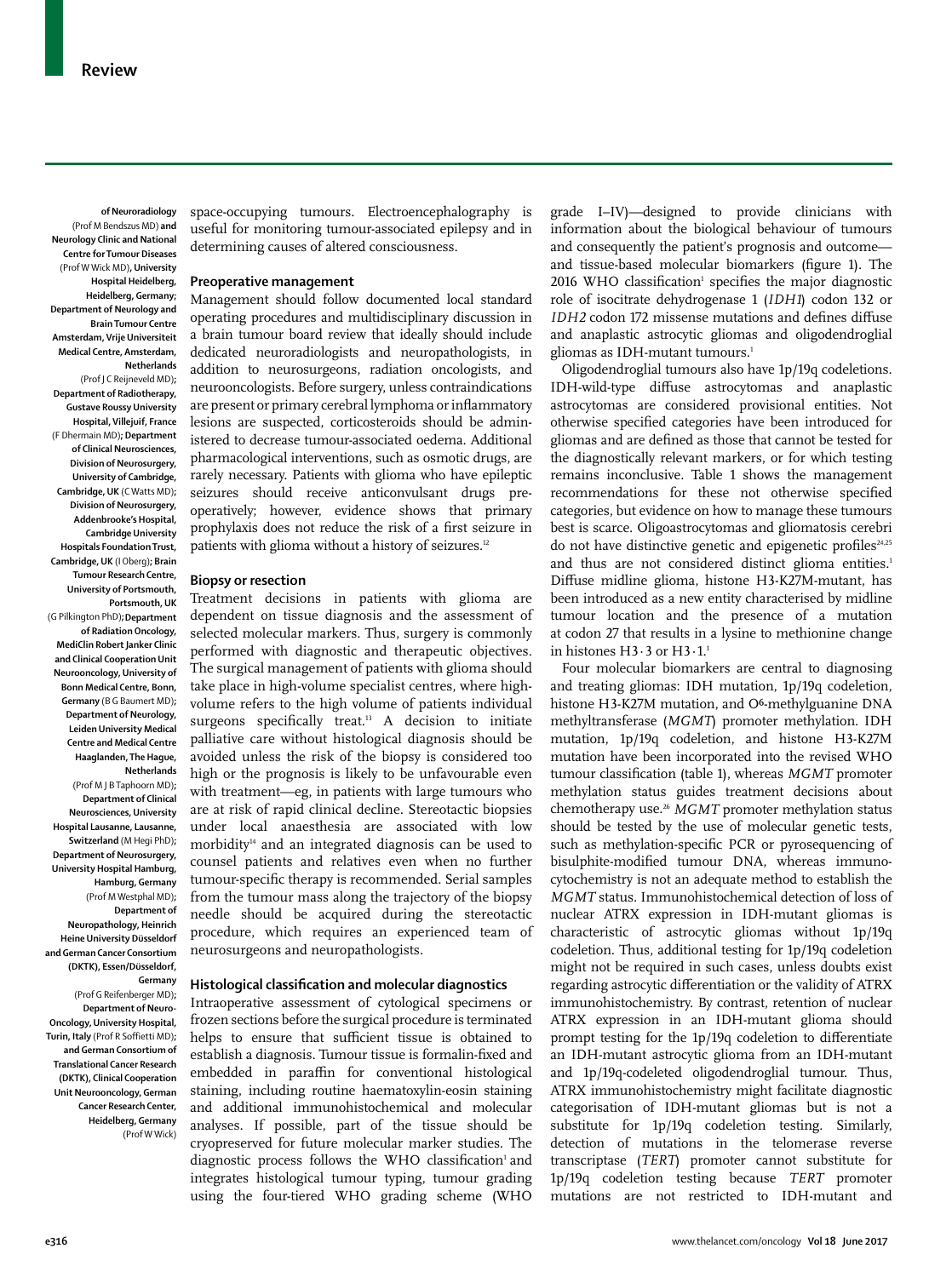of Neuroradiology (Prof M Bendszus MD) and Neurology Clinic and National Centre for Tumour Diseases (Prof W Wick MD), University Hospital Heidelberg, Heidelberg, Germany; Department of Neurology and Brain Tumour Centre Amsterdam, Vrije Universiteit Medical Centre, Amsterdam, Netherlands (Prof J C Reijneveld MD); Department of Radiotherapy, Gustave Roussy University Hospital, Villejuif, France (F Dhermain MD); Department of Clinical Neurosciences, Division of Neurosurgery, University of Cambridge, Cambridge, UK (C Watts MD); Division of Neurosurgery, Addenbrooke's Hospital, Cambridge University Hospitals Foundation Trust, Cambridge, UK (I Oberg); Brain Tumour Research Centre, University of Portsmouth, Portsmouth, UK (G Pilkington PhD); Department of Radiation Oncology, MediClin Robert Janker Clinic and Clinical Cooperation Unit Neurooncology, University of Bonn Medical Centre, Bonn, Germany (B G Baumert MD); Department of Neurology, Leiden University Medical Centre and Medical Centre Haaglanden, The Hague, Netherlands (Prof M J B Taphoorn MD); Department of Clinical Neurosciences, University Hospital Lausanne, Lausanne, Switzerland (M Hegi PhD); Department of Neurosurgery, University Hospital Hamburg, Hamburg, Germany (Prof M Westphal MD); Department of Neuropathology, Heinrich Heine University Düsseldorf and German Cancer Consortium (DKTK), Essen/Düsseldorf, Germany (Prof G Reifenberger MD); Department of Neuro-Oncology, University Hospital, Turin, Italy (Prof R Soffietti MD); and German Consortium of Translational Cancer Research (DKTK), Clinical Cooperation Unit Neurooncology, German Cancer Research Center, Heidelberg, Germany (Prof W Wick)

space-occupying tumours. Electroencephalography is useful for monitoring tumour-associated epilepsy and in determining causes of altered consciousness.

## Preoperative management

Management should follow documented local standard operating procedures and multidisciplinary discussion in a brain tumour board review that ideally should include dedicated neuroradiologists and neuropathologists, in addition to neurosurgeons, radiation oncologists, and neurooncologists. Before surgery, unless contraindications are present or primary cerebral lymphoma or inflammatory lesions are suspected, corticosteroids should be administered to decrease tumour-associated oedema. Additional pharmacological interventions, such as osmotic drugs, are rarely necessary. Patients with glioma who have epileptic seizures should receive anticonvulsant drugs preoperatively; however, evidence shows that primary prophylaxis does not reduce the risk of a first seizure in patients with glioma without a history of seizures.[12]

## Biopsy or resection

Treatment decisions in patients with glioma are dependent on tissue diagnosis and the assessment of selected molecular markers. Thus, surgery is commonly performed with diagnostic and therapeutic objectives. The surgical management of patients with glioma should take place in high-volume specialist centres, where high-volume refers to the high volume of patients individual surgeons specifically treat.[13] A decision to initiate palliative care without histological diagnosis should be avoided unless the risk of the biopsy is considered too high or the prognosis is likely to be unfavourable even with treatment—eg, in patients with large tumours who are at risk of rapid clinical decline. Stereotactic biopsies under local anaesthesia are associated with low morbidity[14] and an integrated diagnosis can be used to counsel patients and relatives even when no further tumour-specific therapy is recommended. Serial samples from the tumour mass along the trajectory of the biopsy needle should be acquired during the stereotactic procedure, which requires an experienced team of neurosurgeons and neuropathologists.

## Histological classification and molecular diagnostics

Intraoperative assessment of cytological specimens or frozen sections before the surgical procedure is terminated helps to ensure that sufficient tissue is obtained to establish a diagnosis. Tumour tissue is formalin-fixed and embedded in paraffin for conventional histological staining, including routine haematoxylin-eosin staining and additional immunohistochemical and molecular analyses. If possible, part of the tissue should be cryopreserved for future molecular marker studies. The diagnostic process follows the WHO classification[1] and integrates histological tumour typing, tumour grading using the four-tiered WHO grading scheme (WHO grade I–IV)—designed to provide clinicians with information about the biological behaviour of tumours and consequently the patient's prognosis and outcome—and tissue-based molecular biomarkers (figure 1). The 2016 WHO classification[1] specifies the major diagnostic role of isocitrate dehydrogenase 1 (*IDH1*) codon 132 or *IDH2* codon 172 missense mutations and defines diffuse and anaplastic astrocytic gliomas and oligodendroglial gliomas as IDH-mutant tumours.[1]

Oligodendroglial tumours also have 1p/19q codeletions. IDH-wild-type diffuse astrocytomas and anaplastic astrocytomas are considered provisional entities. Not otherwise specified categories have been introduced for gliomas and are defined as those that cannot be tested for the diagnostically relevant markers, or for which testing remains inconclusive. Table 1 shows the management recommendations for these not otherwise specified categories, but evidence on how to manage these tumours best is scarce. Oligoastrocytomas and gliomatosis cerebri do not have distinctive genetic and epigenetic profiles[24,25] and thus are not considered distinct glioma entities.[1] Diffuse midline glioma, histone H3-K27M-mutant, has been introduced as a new entity characterised by midline tumour location and the presence of a mutation at codon 27 that results in a lysine to methionine change in histones H3·3 or H3·1.[1]

Four molecular biomarkers are central to diagnosing and treating gliomas: IDH mutation, 1p/19q codeletion, histone H3-K27M mutation, and O6-methylguanine DNA methyltransferase (*MGMT*) promoter methylation. IDH mutation, 1p/19q codeletion, and histone H3-K27M mutation have been incorporated into the revised WHO tumour classification (table 1), whereas *MGMT* promoter methylation status guides treatment decisions about chemotherapy use.[26] *MGMT* promoter methylation status should be tested by the use of molecular genetic tests, such as methylation-specific PCR or pyrosequencing of bisulphite-modified tumour DNA, whereas immunocytochemistry is not an adequate method to establish the *MGMT* status. Immunohistochemical detection of loss of nuclear ATRX expression in IDH-mutant gliomas is characteristic of astrocytic gliomas without 1p/19q codeletion. Thus, additional testing for 1p/19q codeletion might not be required in such cases, unless doubts exist regarding astrocytic differentiation or the validity of ATRX immunohistochemistry. By contrast, retention of nuclear ATRX expression in an IDH-mutant glioma should prompt testing for the 1p/19q codeletion to differentiate an IDH-mutant astrocytic glioma from an IDH-mutant and 1p/19q-codeleted oligodendroglial tumour. Thus, ATRX immunohistochemistry might facilitate diagnostic categorisation of IDH-mutant gliomas but is not a substitute for 1p/19q codeletion testing. Similarly, detection of mutations in the telomerase reverse transcriptase (*TERT*) promoter cannot substitute for 1p/19q codeletion testing because *TERT* promoter mutations are not restricted to IDH-mutant and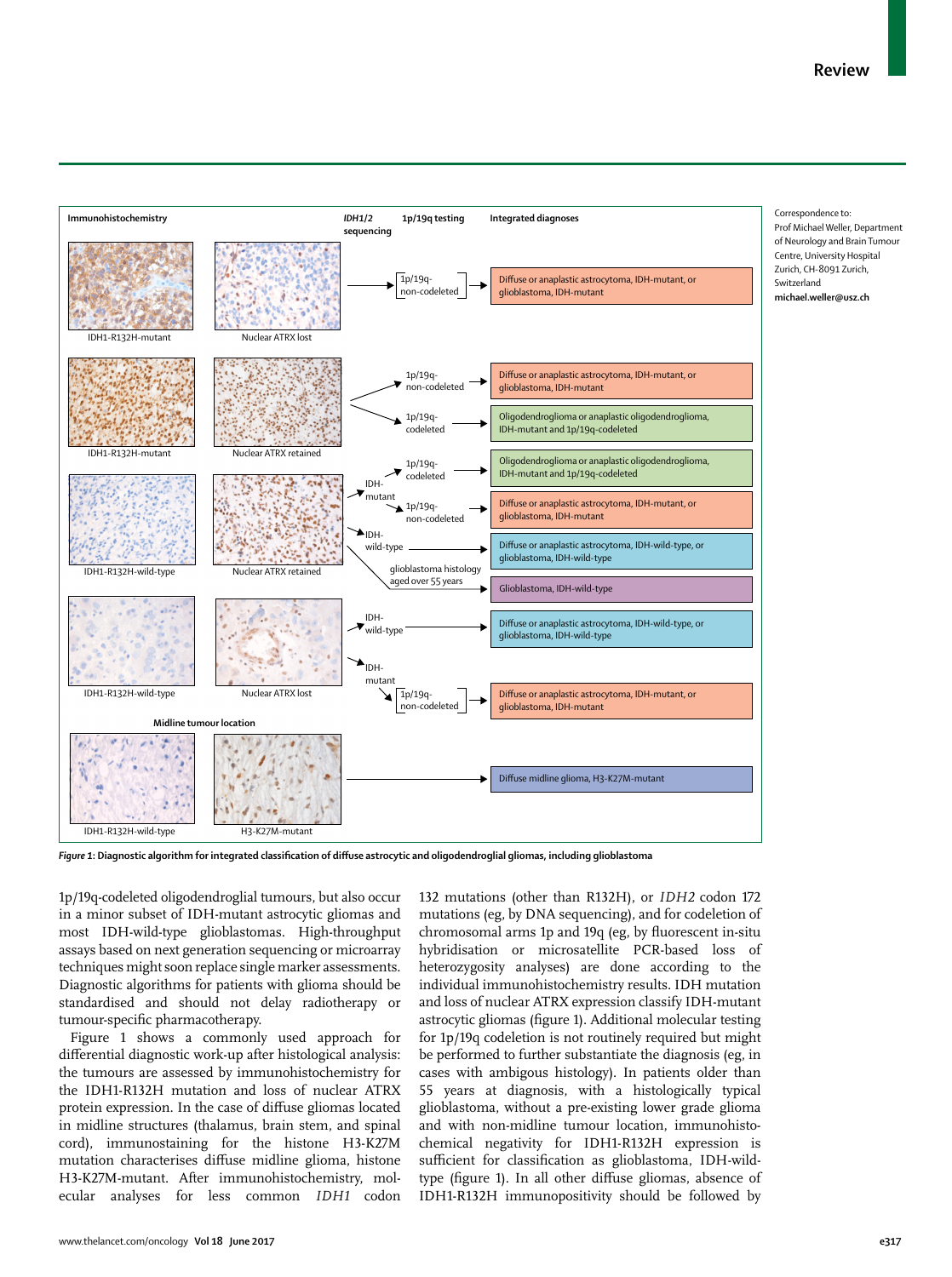*Figure 1*: **Diagnostic algorithm for integrated classification of diffuse astrocytic and oligodendroglial gliomas, including glioblastoma**

Correspondence to: Prof Michael Weller, Department of Neurology and Brain Tumour Centre, University Hospital Zurich, CH-8091 Zurich, Switzerland **michael.weller@usz.ch**

1p/19q-codeleted oligodendroglial tumours, but also occur in a minor subset of IDH-mutant astrocytic gliomas and most IDH-wild-type glioblastomas. High-throughput assays based on next generation sequencing or microarray techniques might soon replace single marker assessments. Diagnostic algorithms for patients with glioma should be standardised and should not delay radiotherapy or tumour-specific pharmacotherapy.

Figure 1 shows a commonly used approach for differential diagnostic work-up after histological analysis: the tumours are assessed by immunohistochemistry for the IDH1-R132H mutation and loss of nuclear ATRX protein expression. In the case of diffuse gliomas located in midline structures (thalamus, brain stem, and spinal cord), immunostaining for the histone H3-K27M mutation characterises diffuse midline glioma, histone H3-K27M-mutant. After immunohistochemistry, molecular analyses for less common *IDH1* codon 132 mutations (other than R132H), or *IDH2* codon 172 mutations (eg, by DNA sequencing), and for codeletion of chromosomal arms 1p and 19q (eg, by fluorescent in-situ hybridisation or microsatellite PCR-based loss of heterozygosity analyses) are done according to the individual immunohistochemistry results. IDH mutation and loss of nuclear ATRX expression classify IDH-mutant astrocytic gliomas (figure 1). Additional molecular testing for 1p/19q codeletion is not routinely required but might be performed to further substantiate the diagnosis (eg, in cases with ambigous histology). In patients older than 55 years at diagnosis, with a histologically typical glioblastoma, without a pre-existing lower grade glioma and with non-midline tumour location, immunohistochemical negativity for IDH1-R132H expression is sufficient for classification as glioblastoma, IDH-wild-type (figure 1). In all other diffuse gliomas, absence of IDH1-R132H immunopositivity should be followed by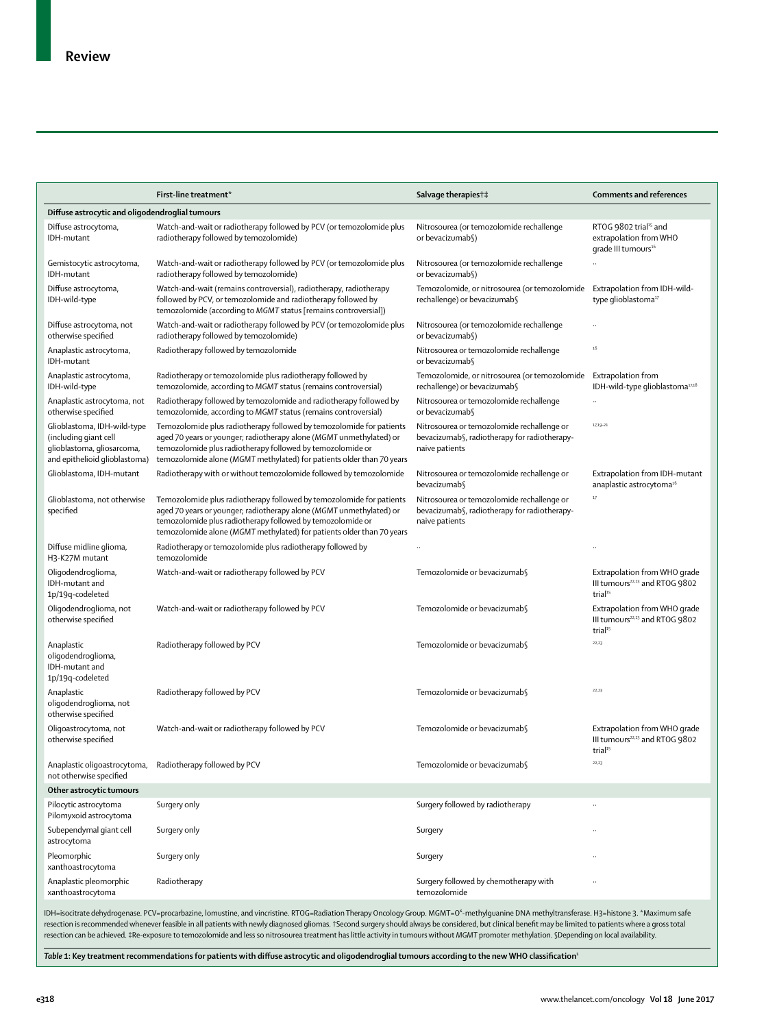| | First-line treatment* | Salvage therapies†‡ | Comments and references |
|---|---|---|---|
| **Diffuse astrocytic and oligodendroglial tumours** | | | |
| Diffuse astrocytoma, IDH-mutant | Watch-and-wait or radiotherapy followed by PCV (or temozolomide plus radiotherapy followed by temozolomide) | Nitrosourea (or temozolomide rechallenge or bevacizumab§) | RTOG 9802 trial[15] and extrapolation from WHO grade III tumours[16] |
| Gemistocytic astrocytoma, IDH-mutant | Watch-and-wait or radiotherapy followed by PCV (or temozolomide plus radiotherapy followed by temozolomide) | Nitrosourea (or temozolomide rechallenge or bevacizumab§) | .. |
| Diffuse astrocytoma, IDH-wild-type | Watch-and-wait (remains controversial), radiotherapy, radiotherapy followed by PCV, or temozolomide and radiotherapy followed by temozolomide (according to *MGMT* status [remains controversial]) | Temozolomide, or nitrosourea (or temozolomide rechallenge) or bevacizumab§ | Extrapolation from IDH-wild-type glioblastoma[17] |
| Diffuse astrocytoma, not otherwise specified | Watch-and-wait or radiotherapy followed by PCV (or temozolomide plus radiotherapy followed by temozolomide) | Nitrosourea (or temozolomide rechallenge or bevacizumab§) | .. |
| Anaplastic astrocytoma, IDH-mutant | Radiotherapy followed by temozolomide | Nitrosourea or temozolomide rechallenge or bevacizumab§ | 16 |
| Anaplastic astrocytoma, IDH-wild-type | Radiotherapy or temozolomide plus radiotherapy followed by temozolomide, according to *MGMT* status (remains controversial) | Temozolomide, or nitrosourea (or temozolomide rechallenge) or bevacizumab§ | Extrapolation from IDH-wild-type glioblastoma[17,18] |
| Anaplastic astrocytoma, not otherwise specified | Radiotherapy followed by temozolomide and radiotherapy followed by temozolomide, according to *MGMT* status (remains controversial) | Nitrosourea or temozolomide rechallenge or bevacizumab§ | .. |
| Glioblastoma, IDH-wild-type (including giant cell glioblastoma, gliosarcoma, and epithelioid glioblastoma) | Temozolomide plus radiotherapy followed by temozolomide for patients aged 70 years or younger; radiotherapy alone (*MGMT* unmethylated) or temozolomide plus radiotherapy followed by temozolomide or temozolomide alone (*MGMT* methylated) for patients older than 70 years | Nitrosourea or temozolomide rechallenge or bevacizumab§, radiotherapy for radiotherapy-naive patients | 17,19–21 |
| Glioblastoma, IDH-mutant | Radiotherapy with or without temozolomide followed by temozolomide | Nitrosourea or temozolomide rechallenge or bevacizumab§ | Extrapolation from IDH-mutant anaplastic astrocytoma[16] |
| Glioblastoma, not otherwise specified | Temozolomide plus radiotherapy followed by temozolomide for patients aged 70 years or younger; radiotherapy alone (*MGMT* unmethylated) or temozolomide plus radiotherapy followed by temozolomide or temozolomide alone (*MGMT* methylated) for patients older than 70 years | Nitrosourea or temozolomide rechallenge or bevacizumab§, radiotherapy for radiotherapy-naive patients | 17 |
| Diffuse midline glioma, H3-K27M mutant | Radiotherapy or temozolomide plus radiotherapy followed by temozolomide | .. | .. |
| Oligodendroglioma, IDH-mutant and 1p/19q-codeleted | Watch-and-wait or radiotherapy followed by PCV | Temozolomide or bevacizumab§ | Extrapolation from WHO grade III tumours[22,23] and RTOG 9802 trial[15] |
| Oligodendroglioma, not otherwise specified | Watch-and-wait or radiotherapy followed by PCV | Temozolomide or bevacizumab§ | Extrapolation from WHO grade III tumours[22,23] and RTOG 9802 trial[15] |
| Anaplastic oligodendroglioma, IDH-mutant and 1p/19q-codeleted | Radiotherapy followed by PCV | Temozolomide or bevacizumab§ | 22,23 |
| Anaplastic oligodendroglioma, not otherwise specified | Radiotherapy followed by PCV | Temozolomide or bevacizumab§ | 22,23 |
| Oligoastrocytoma, not otherwise specified | Watch-and-wait or radiotherapy followed by PCV | Temozolomide or bevacizumab§ | Extrapolation from WHO grade III tumours[22,23] and RTOG 9802 trial[15] |
| Anaplastic oligoastrocytoma, not otherwise specified | Radiotherapy followed by PCV | Temozolomide or bevacizumab§ | 22,23 |
| **Other astrocytic tumours** | | | |
| Pilocytic astrocytoma Pilomyxoid astrocytoma | Surgery only | Surgery followed by radiotherapy | .. |
| Subependymal giant cell astrocytoma | Surgery only | Surgery | .. |
| Pleomorphic xanthoastrocytoma | Surgery only | Surgery | .. |
| Anaplastic pleomorphic xanthoastrocytoma | Radiotherapy | Surgery followed by chemotherapy with temozolomide | .. |

IDH=isocitrate dehydrogenase. PCV=procarbazine, lomustine, and vincristine. RTOG=Radiation Therapy Oncology Group. MGMT=$O^6$-methylguanine DNA methyltransferase. H3=histone 3. *Maximum safe resection is recommended whenever feasible in all patients with newly diagnosed gliomas. †Second surgery should always be considered, but clinical benefit may be limited to patients where a gross total resection can be achieved. ‡Re-exposure to temozolomide and less so nitrosourea treatment has little activity in tumours without MGMT promoter methylation. §Depending on local availability.

***Table 1*: Key treatment recommendations for patients with diffuse astrocytic and oligodendroglial tumours according to the new WHO classification[1]**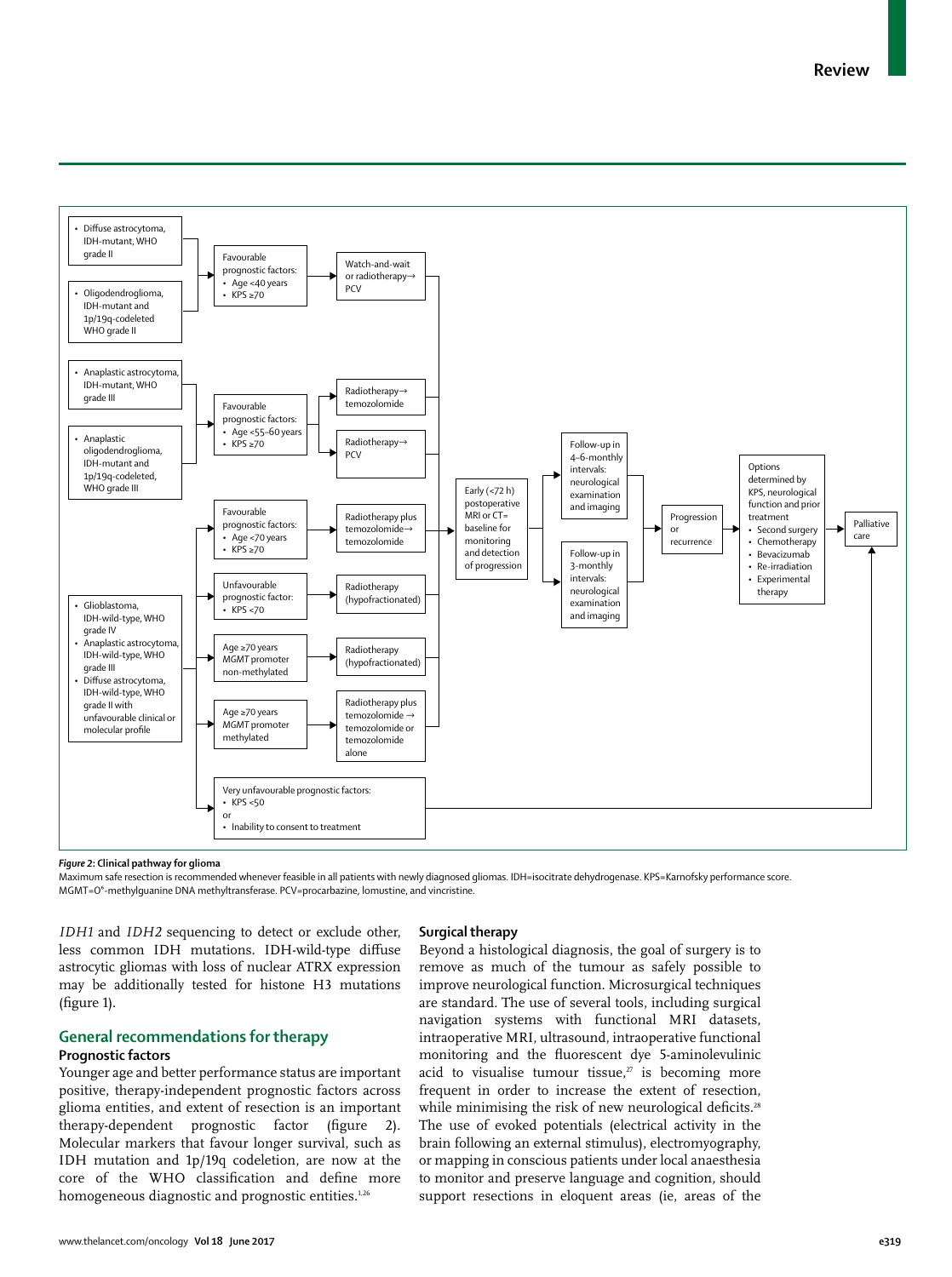- Diffuse astrocytoma, IDH-mutant, WHO grade II
- Oligodendroglioma, IDH-mutant and 1p/19q-codeleted WHO grade II

Favourable prognostic factors:
- Age <40 years
- KPS ≥70

Watch-and-wait or radiotherapy→PCV

- Anaplastic astrocytoma, IDH-mutant, WHO grade III
- Anaplastic oligodendroglioma, IDH-mutant and 1p/19q-codeleted, WHO grade III

Favourable prognostic factors:
- Age <55–60 years
- KPS ≥70

Radiotherapy→temozolomide

Radiotherapy→PCV

- Glioblastoma, IDH-wild-type, WHO grade IV
- Anaplastic astrocytoma, IDH-wild-type, WHO grade III
- Diffuse astrocytoma, IDH-wild-type, WHO grade II with unfavourable clinical or molecular profile

Favourable prognostic factors:
- Age <70 years
- KPS ≥70

Radiotherapy plus temozolomide→temozolomide

Unfavourable prognostic factor:
- KPS <70

Radiotherapy (hypofractionated)

Age ≥70 years MGMT promoter non-methylated

Radiotherapy (hypofractionated)

Age ≥70 years MGMT promoter methylated

Radiotherapy plus temozolomide → temozolomide or temozolomide alone

Very unfavourable prognostic factors:
- KPS <50

or
- Inability to consent to treatment

Early (<72 h) postoperative MRI or CT=baseline for monitoring and detection of progression

Follow-up in 4–6-monthly intervals: neurological examination and imaging

Follow-up in 3-monthly intervals: neurological examination and imaging

Progression or recurrence

Options determined by KPS, neurological function and prior treatment
- Second surgery
- Chemotherapy
- Bevacizumab
- Re-irradiation
- Experimental therapy

Palliative care

***Figure 2*: Clinical pathway for glioma**

Maximum safe resection is recommended whenever feasible in all patients with newly diagnosed gliomas. IDH=isocitrate dehydrogenase. KPS=Karnofsky performance score. MGMT=$O^6$-methylguanine DNA methyltransferase. PCV=procarbazine, lomustine, and vincristine.

*IDH1* and *IDH2* sequencing to detect or exclude other, less common IDH mutations. IDH-wild-type diffuse astrocytic gliomas with loss of nuclear ATRX expression may be additionally tested for histone H3 mutations (figure 1).

## General recommendations for therapy

### Prognostic factors

Younger age and better performance status are important positive, therapy-independent prognostic factors across glioma entities, and extent of resection is an important therapy-dependent prognostic factor (figure 2). Molecular markers that favour longer survival, such as IDH mutation and 1p/19q codeletion, are now at the core of the WHO classification and define more homogeneous diagnostic and prognostic entities.[1,26]

### Surgical therapy

Beyond a histological diagnosis, the goal of surgery is to remove as much of the tumour as safely possible to improve neurological function. Microsurgical techniques are standard. The use of several tools, including surgical navigation systems with functional MRI datasets, intraoperative MRI, ultrasound, intraoperative functional monitoring and the fluorescent dye 5-aminolevulinic acid to visualise tumour tissue,[27] is becoming more frequent in order to increase the extent of resection, while minimising the risk of new neurological deficits.[28] The use of evoked potentials (electrical activity in the brain following an external stimulus), electromyography, or mapping in conscious patients under local anaesthesia to monitor and preserve language and cognition, should support resections in eloquent areas (ie, areas of the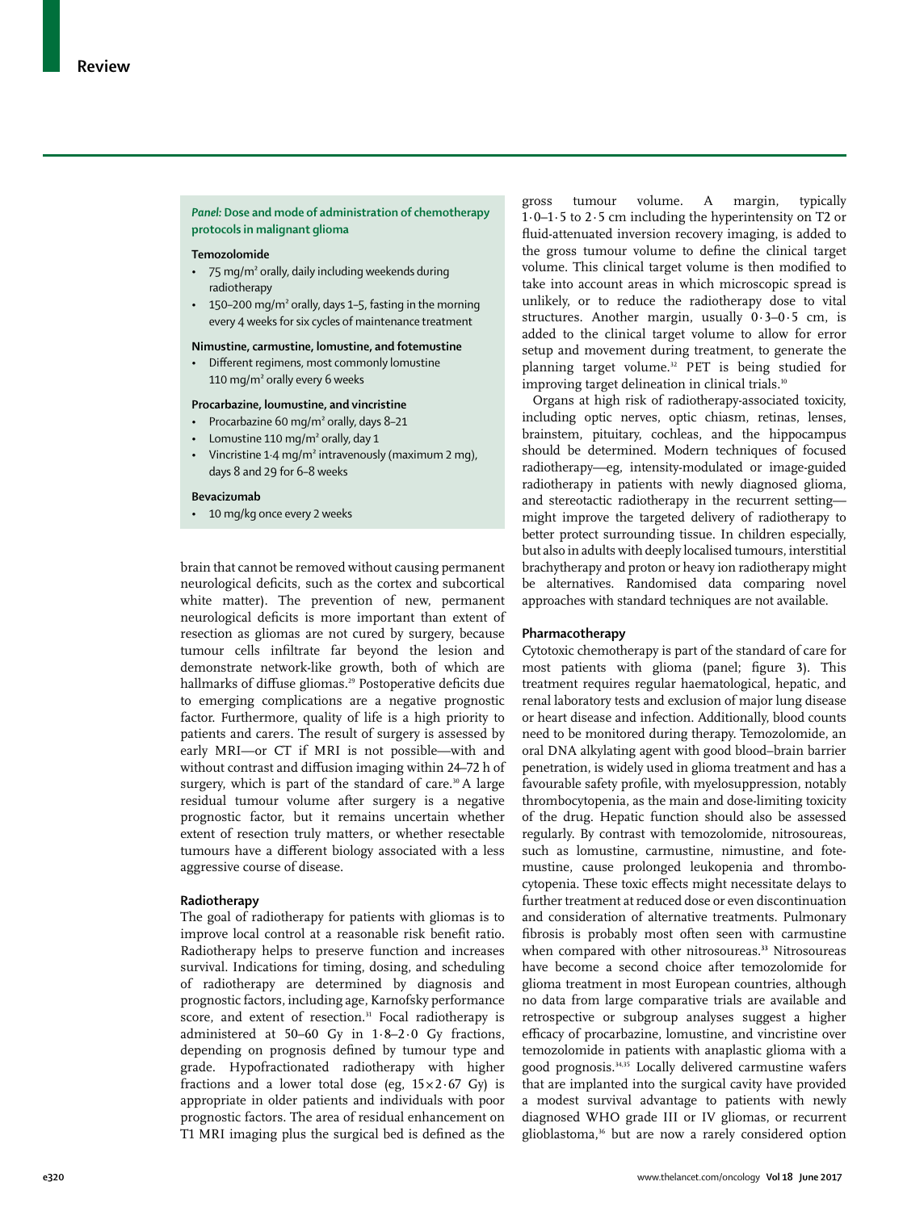*Panel:* **Dose and mode of administration of chemotherapy protocols in malignant glioma**

**Temozolomide**
- 75 mg/m² orally, daily including weekends during radiotherapy
- 150–200 mg/m² orally, days 1–5, fasting in the morning every 4 weeks for six cycles of maintenance treatment

**Nimustine, carmustine, lomustine, and fotemustine**
- Different regimens, most commonly lomustine 110 mg/m² orally every 6 weeks

**Procarbazine, loumustine, and vincristine**
- Procarbazine 60 mg/m² orally, days 8–21
- Lomustine 110 mg/m² orally, day 1
- Vincristine 1·4 mg/m² intravenously (maximum 2 mg), days 8 and 29 for 6–8 weeks

**Bevacizumab**
- 10 mg/kg once every 2 weeks

brain that cannot be removed without causing permanent neurological deficits, such as the cortex and subcortical white matter). The prevention of new, permanent neurological deficits is more important than extent of resection as gliomas are not cured by surgery, because tumour cells infiltrate far beyond the lesion and demonstrate network-like growth, both of which are hallmarks of diffuse gliomas.[29] Postoperative deficits due to emerging complications are a negative prognostic factor. Furthermore, quality of life is a high priority to patients and carers. The result of surgery is assessed by early MRI—or CT if MRI is not possible—with and without contrast and diffusion imaging within 24–72 h of surgery, which is part of the standard of care.[30] A large residual tumour volume after surgery is a negative prognostic factor, but it remains uncertain whether extent of resection truly matters, or whether resectable tumours have a different biology associated with a less aggressive course of disease.

## Radiotherapy

The goal of radiotherapy for patients with gliomas is to improve local control at a reasonable risk benefit ratio. Radiotherapy helps to preserve function and increases survival. Indications for timing, dosing, and scheduling of radiotherapy are determined by diagnosis and prognostic factors, including age, Karnofsky performance score, and extent of resection.[31] Focal radiotherapy is administered at 50–60 Gy in 1·8–2·0 Gy fractions, depending on prognosis defined by tumour type and grade. Hypofractionated radiotherapy with higher fractions and a lower total dose (eg, 15×2·67 Gy) is appropriate in older patients and individuals with poor prognostic factors. The area of residual enhancement on T1 MRI imaging plus the surgical bed is defined as the gross tumour volume. A margin, typically 1·0–1·5 to 2·5 cm including the hyperintensity on T2 or fluid-attenuated inversion recovery imaging, is added to the gross tumour volume to define the clinical target volume. This clinical target volume is then modified to take into account areas in which microscopic spread is unlikely, or to reduce the radiotherapy dose to vital structures. Another margin, usually 0·3–0·5 cm, is added to the clinical target volume to allow for error setup and movement during treatment, to generate the planning target volume.[32] PET is being studied for improving target delineation in clinical trials.[10]

Organs at high risk of radiotherapy-associated toxicity, including optic nerves, optic chiasm, retinas, lenses, brainstem, pituitary, cochleas, and the hippocampus should be determined. Modern techniques of focused radiotherapy—eg, intensity-modulated or image-guided radiotherapy in patients with newly diagnosed glioma, and stereotactic radiotherapy in the recurrent setting—might improve the targeted delivery of radiotherapy to better protect surrounding tissue. In children especially, but also in adults with deeply localised tumours, interstitial brachytherapy and proton or heavy ion radiotherapy might be alternatives. Randomised data comparing novel approaches with standard techniques are not available.

## Pharmacotherapy

Cytotoxic chemotherapy is part of the standard of care for most patients with glioma (panel; figure 3). This treatment requires regular haematological, hepatic, and renal laboratory tests and exclusion of major lung disease or heart disease and infection. Additionally, blood counts need to be monitored during therapy. Temozolomide, an oral DNA alkylating agent with good blood–brain barrier penetration, is widely used in glioma treatment and has a favourable safety profile, with myelosuppression, notably thrombocytopenia, as the main and dose-limiting toxicity of the drug. Hepatic function should also be assessed regularly. By contrast with temozolomide, nitrosoureas, such as lomustine, carmustine, nimustine, and fotemustine, cause prolonged leukopenia and thrombocytopenia. These toxic effects might necessitate delays to further treatment at reduced dose or even discontinuation and consideration of alternative treatments. Pulmonary fibrosis is probably most often seen with carmustine when compared with other nitrosoureas.[33] Nitrosoureas have become a second choice after temozolomide for glioma treatment in most European countries, although no data from large comparative trials are available and retrospective or subgroup analyses suggest a higher efficacy of procarbazine, lomustine, and vincristine over temozolomide in patients with anaplastic glioma with a good prognosis.[34,35] Locally delivered carmustine wafers that are implanted into the surgical cavity have provided a modest survival advantage to patients with newly diagnosed WHO grade III or IV gliomas, or recurrent glioblastoma,[36] but are now a rarely considered option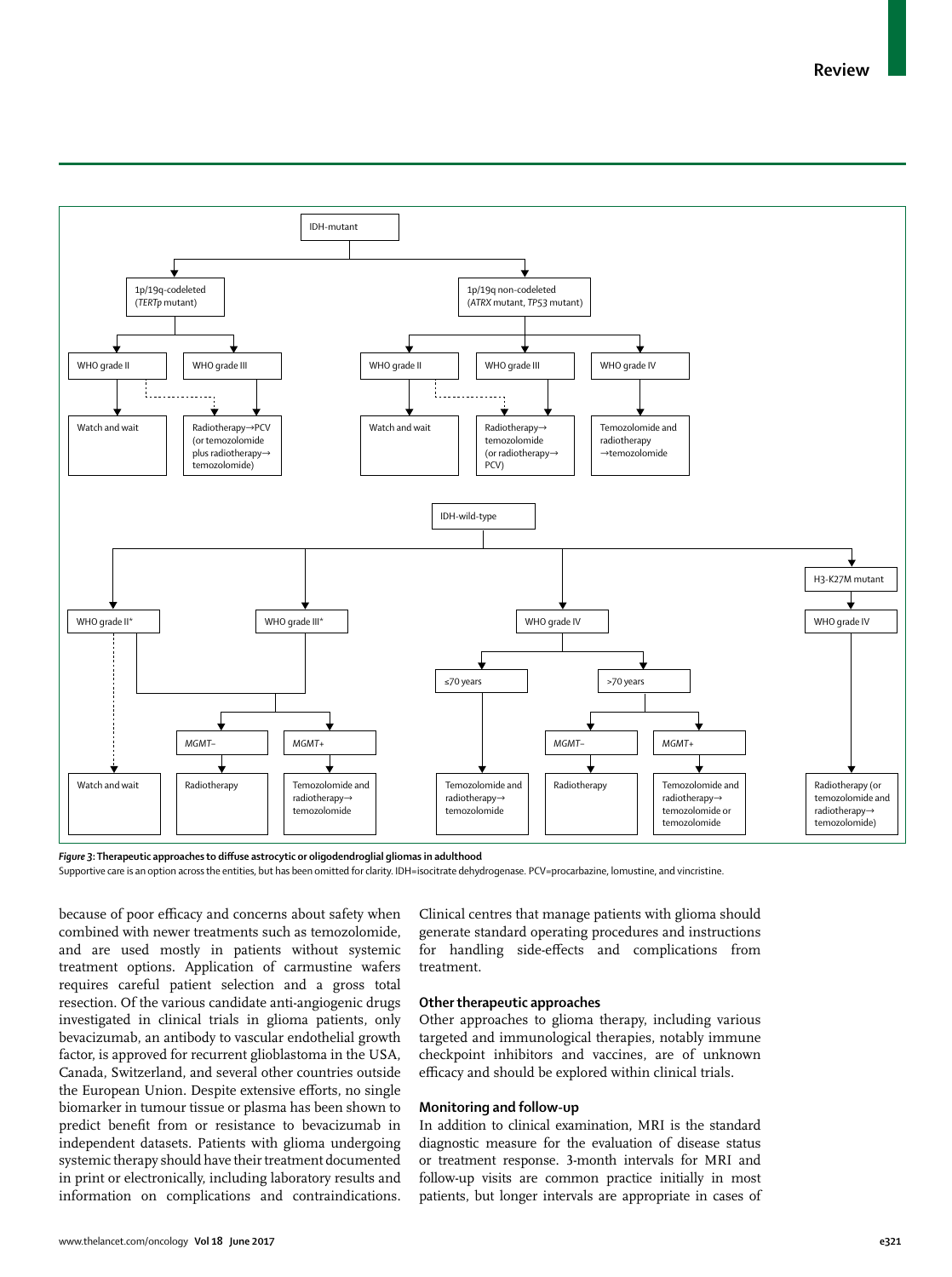- IDH-mutant
  - 1p/19q-codeleted (*TERTp* mutant)
    - WHO grade II → Watch and wait (or, dashed arrow → Radiotherapy→PCV (or temozolomide plus radiotherapy→temozolomide))
    - WHO grade III → Radiotherapy→PCV (or temozolomide plus radiotherapy→temozolomide)
  - 1p/19q non-codeleted (*ATRX* mutant, *TP53* mutant)
    - WHO grade II → Watch and wait (or, dashed arrow → Radiotherapy→temozolomide (or radiotherapy→PCV))
    - WHO grade III → Radiotherapy→temozolomide (or radiotherapy→PCV)
    - WHO grade IV → Temozolomide and radiotherapy→temozolomide
- IDH-wild-type
  - WHO grade II* → Watch and wait (dashed arrow); or as for WHO grade III*
  - WHO grade III*
    - *MGMT*– → Radiotherapy
    - *MGMT*+ → Temozolomide and radiotherapy→temozolomide
  - WHO grade IV
    - ≤70 years → Temozolomide and radiotherapy→temozolomide
    - >70 years
      - *MGMT*– → Radiotherapy
      - *MGMT*+ → Temozolomide and radiotherapy→temozolomide or temozolomide
  - H3-K27M mutant
    - WHO grade IV → Radiotherapy (or temozolomide and radiotherapy→temozolomide)

***Figure 3*: Therapeutic approaches to diffuse astrocytic or oligodendroglial gliomas in adulthood**

Supportive care is an option across the entities, but has been omitted for clarity. IDH=isocitrate dehydrogenase. PCV=procarbazine, lomustine, and vincristine.

because of poor efficacy and concerns about safety when combined with newer treatments such as temozolomide, and are used mostly in patients without systemic treatment options. Application of carmustine wafers requires careful patient selection and a gross total resection. Of the various candidate anti-angiogenic drugs investigated in clinical trials in glioma patients, only bevacizumab, an antibody to vascular endothelial growth factor, is approved for recurrent glioblastoma in the USA, Canada, Switzerland, and several other countries outside the European Union. Despite extensive efforts, no single biomarker in tumour tissue or plasma has been shown to predict benefit from or resistance to bevacizumab in independent datasets. Patients with glioma undergoing systemic therapy should have their treatment documented in print or electronically, including laboratory results and information on complications and contraindications. Clinical centres that manage patients with glioma should generate standard operating procedures and instructions for handling side-effects and complications from treatment.

### Other therapeutic approaches

Other approaches to glioma therapy, including various targeted and immunological therapies, notably immune checkpoint inhibitors and vaccines, are of unknown efficacy and should be explored within clinical trials.

### Monitoring and follow-up

In addition to clinical examination, MRI is the standard diagnostic measure for the evaluation of disease status or treatment response. 3-month intervals for MRI and follow-up visits are common practice initially in most patients, but longer intervals are appropriate in cases of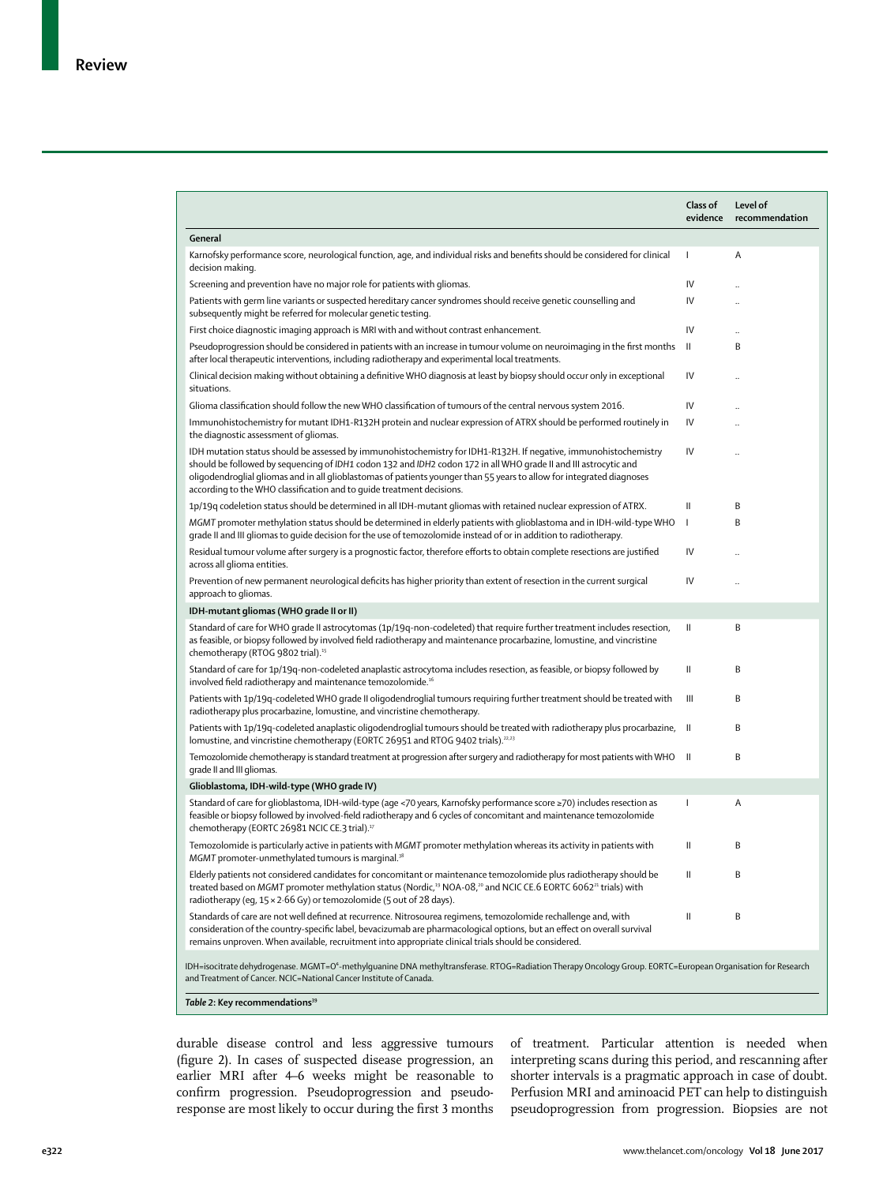| | Class of evidence | Level of recommendation |
|---|---|---|
| **General** | | |
| Karnofsky performance score, neurological function, age, and individual risks and benefits should be considered for clinical decision making. | I | A |
| Screening and prevention have no major role for patients with gliomas. | IV | .. |
| Patients with germ line variants or suspected hereditary cancer syndromes should receive genetic counselling and subsequently might be referred for molecular genetic testing. | IV | .. |
| First choice diagnostic imaging approach is MRI with and without contrast enhancement. | IV | .. |
| Pseudoprogression should be considered in patients with an increase in tumour volume on neuroimaging in the first months after local therapeutic interventions, including radiotherapy and experimental local treatments. | II | B |
| Clinical decision making without obtaining a definitive WHO diagnosis at least by biopsy should occur only in exceptional situations. | IV | .. |
| Glioma classification should follow the new WHO classification of tumours of the central nervous system 2016. | IV | .. |
| Immunohistochemistry for mutant IDH1-R132H protein and nuclear expression of ATRX should be performed routinely in the diagnostic assessment of gliomas. | IV | .. |
| IDH mutation status should be assessed by immunohistochemistry for IDH1-R132H. If negative, immunohistochemistry should be followed by sequencing of *IDH1* codon 132 and *IDH2* codon 172 in all WHO grade II and III astrocytic and oligodendroglial gliomas and in all glioblastomas of patients younger than 55 years to allow for integrated diagnoses according to the WHO classification and to guide treatment decisions. | IV | .. |
| 1p/19q codeletion status should be determined in all IDH-mutant gliomas with retained nuclear expression of ATRX. | II | B |
| *MGMT* promoter methylation status should be determined in elderly patients with glioblastoma and in IDH-wild-type WHO grade II and III gliomas to guide decision for the use of temozolomide instead of or in addition to radiotherapy. | I | B |
| Residual tumour volume after surgery is a prognostic factor, therefore efforts to obtain complete resections are justified across all glioma entities. | IV | .. |
| Prevention of new permanent neurological deficits has higher priority than extent of resection in the current surgical approach to gliomas. | IV | .. |
| **IDH-mutant gliomas (WHO grade II or II)** | | |
| Standard of care for WHO grade II astrocytomas (1p/19q-non-codeleted) that require further treatment includes resection, as feasible, or biopsy followed by involved field radiotherapy and maintenance procarbazine, lomustine, and vincristine chemotherapy (RTOG 9802 trial).[15] | II | B |
| Standard of care for 1p/19q-non-codeleted anaplastic astrocytoma includes resection, as feasible, or biopsy followed by involved field radiotherapy and maintenance temozolomide.[16] | II | B |
| Patients with 1p/19q-codeleted WHO grade II oligodendroglial tumours requiring further treatment should be treated with radiotherapy plus procarbazine, lomustine, and vincristine chemotherapy. | III | B |
| Patients with 1p/19q-codeleted anaplastic oligodendroglial tumours should be treated with radiotherapy plus procarbazine, lomustine, and vincristine chemotherapy (EORTC 26951 and RTOG 9402 trials).[22,23] | II | B |
| Temozolomide chemotherapy is standard treatment at progression after surgery and radiotherapy for most patients with WHO grade II and III gliomas. | II | B |
| **Glioblastoma, IDH-wild-type (WHO grade IV)** | | |
| Standard of care for glioblastoma, IDH-wild-type (age <70 years, Karnofsky performance score ≥70) includes resection as feasible or biopsy followed by involved-field radiotherapy and 6 cycles of concomitant and maintenance temozolomide chemotherapy (EORTC 26981 NCIC CE.3 trial).[17] | I | A |
| Temozolomide is particularly active in patients with *MGMT* promoter methylation whereas its activity in patients with *MGMT* promoter-unmethylated tumours is marginal.[18] | II | B |
| Elderly patients not considered candidates for concomitant or maintenance temozolomide plus radiotherapy should be treated based on *MGMT* promoter methylation status (Nordic,[19] NOA-08,[20] and NCIC CE.6 EORTC 6062[21] trials) with radiotherapy (eg, 15 × 2·66 Gy) or temozolomide (5 out of 28 days). | II | B |
| Standards of care are not well defined at recurrence. Nitrosourea regimens, temozolomide rechallenge and, with consideration of the country-specific label, bevacizumab are pharmacological options, but an effect on overall survival remains unproven. When available, recruitment into appropriate clinical trials should be considered. | II | B |

IDH=isocitrate dehydrogenase. MGMT=O[6]-methylguanine DNA methyltransferase. RTOG=Radiation Therapy Oncology Group. EORTC=European Organisation for Research and Treatment of Cancer. NCIC=National Cancer Institute of Canada.

*Table 2*: **Key recommendations**[39]

durable disease control and less aggressive tumours (figure 2). In cases of suspected disease progression, an earlier MRI after 4–6 weeks might be reasonable to confirm progression. Pseudoprogression and pseudoresponse are most likely to occur during the first 3 months of treatment. Particular attention is needed when interpreting scans during this period, and rescanning after shorter intervals is a pragmatic approach in case of doubt. Perfusion MRI and aminoacid PET can help to distinguish pseudoprogression from progression. Biopsies are not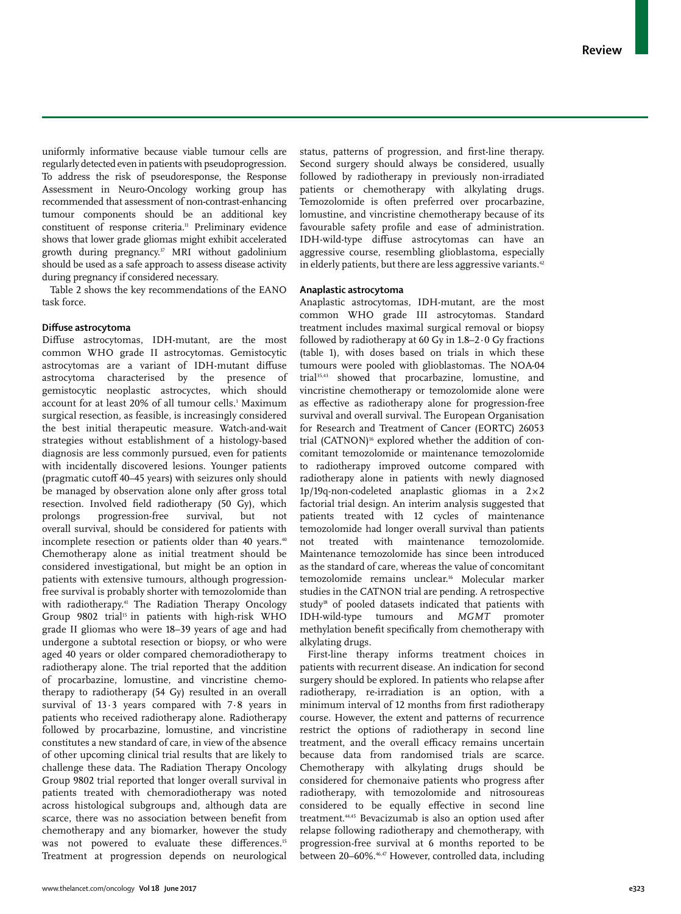uniformly informative because viable tumour cells are regularly detected even in patients with pseudoprogression. To address the risk of pseudoresponse, the Response Assessment in Neuro-Oncology working group has recommended that assessment of non-contrast-enhancing tumour components should be an additional key constituent of response criteria.[11] Preliminary evidence shows that lower grade gliomas might exhibit accelerated growth during pregnancy.[37] MRI without gadolinium should be used as a safe approach to assess disease activity during pregnancy if considered necessary.

Table 2 shows the key recommendations of the EANO task force.

### Diffuse astrocytoma

Diffuse astrocytomas, IDH-mutant, are the most common WHO grade II astrocytomas. Gemistocytic astrocytomas are a variant of IDH-mutant diffuse astrocytoma characterised by the presence of gemistocytic neoplastic astrocyctes, which should account for at least 20% of all tumour cells.[1] Maximum surgical resection, as feasible, is increasingly considered the best initial therapeutic measure. Watch-and-wait strategies without establishment of a histology-based diagnosis are less commonly pursued, even for patients with incidentally discovered lesions. Younger patients (pragmatic cutoff 40–45 years) with seizures only should be managed by observation alone only after gross total resection. Involved field radiotherapy (50 Gy), which prolongs progression-free survival, but not overall survival, should be considered for patients with incomplete resection or patients older than 40 years.[40] Chemotherapy alone as initial treatment should be considered investigational, but might be an option in patients with extensive tumours, although progression-free survival is probably shorter with temozolomide than with radiotherapy.[41] The Radiation Therapy Oncology Group 9802 trial[15] in patients with high-risk WHO grade II gliomas who were 18–39 years of age and had undergone a subtotal resection or biopsy, or who were aged 40 years or older compared chemoradiotherapy to radiotherapy alone. The trial reported that the addition of procarbazine, lomustine, and vincristine chemotherapy to radiotherapy (54 Gy) resulted in an overall survival of 13·3 years compared with 7·8 years in patients who received radiotherapy alone. Radiotherapy followed by procarbazine, lomustine, and vincristine constitutes a new standard of care, in view of the absence of other upcoming clinical trial results that are likely to challenge these data. The Radiation Therapy Oncology Group 9802 trial reported that longer overall survival in patients treated with chemoradiotherapy was noted across histological subgroups and, although data are scarce, there was no association between benefit from chemotherapy and any biomarker, however the study was not powered to evaluate these differences.[15] Treatment at progression depends on neurological status, patterns of progression, and first-line therapy. Second surgery should always be considered, usually followed by radiotherapy in previously non-irradiated patients or chemotherapy with alkylating drugs. Temozolomide is often preferred over procarbazine, lomustine, and vincristine chemotherapy because of its favourable safety profile and ease of administration. IDH-wild-type diffuse astrocytomas can have an aggressive course, resembling glioblastoma, especially in elderly patients, but there are less aggressive variants.[42]

### Anaplastic astrocytoma

Anaplastic astrocytomas, IDH-mutant, are the most common WHO grade III astrocytomas. Standard treatment includes maximal surgical removal or biopsy followed by radiotherapy at 60 Gy in 1.8–2·0 Gy fractions (table 1), with doses based on trials in which these tumours were pooled with glioblastomas. The NOA-04 trial[35,43] showed that procarbazine, lomustine, and vincristine chemotherapy or temozolomide alone were as effective as radiotherapy alone for progression-free survival and overall survival. The European Organisation for Research and Treatment of Cancer (EORTC) 26053 trial (CATNON)[16] explored whether the addition of concomitant temozolomide or maintenance temozolomide to radiotherapy improved outcome compared with radiotherapy alone in patients with newly diagnosed 1p/19q-non-codeleted anaplastic gliomas in a 2×2 factorial trial design. An interim analysis suggested that patients treated with 12 cycles of maintenance temozolomide had longer overall survival than patients not treated with maintenance temozolomide. Maintenance temozolomide has since been introduced as the standard of care, whereas the value of concomitant temozolomide remains unclear.[16] Molecular marker studies in the CATNON trial are pending. A retrospective study[18] of pooled datasets indicated that patients with IDH-wild-type tumours and *MGMT* promoter methylation benefit specifically from chemotherapy with alkylating drugs.

First-line therapy informs treatment choices in patients with recurrent disease. An indication for second surgery should be explored. In patients who relapse after radiotherapy, re-irradiation is an option, with a minimum interval of 12 months from first radiotherapy course. However, the extent and patterns of recurrence restrict the options of radiotherapy in second line treatment, and the overall efficacy remains uncertain because data from randomised trials are scarce. Chemotherapy with alkylating drugs should be considered for chemonaive patients who progress after radiotherapy, with temozolomide and nitrosoureas considered to be equally effective in second line treatment.[44,45] Bevacizumab is also an option used after relapse following radiotherapy and chemotherapy, with progression-free survival at 6 months reported to be between 20–60%.[46,47] However, controlled data, including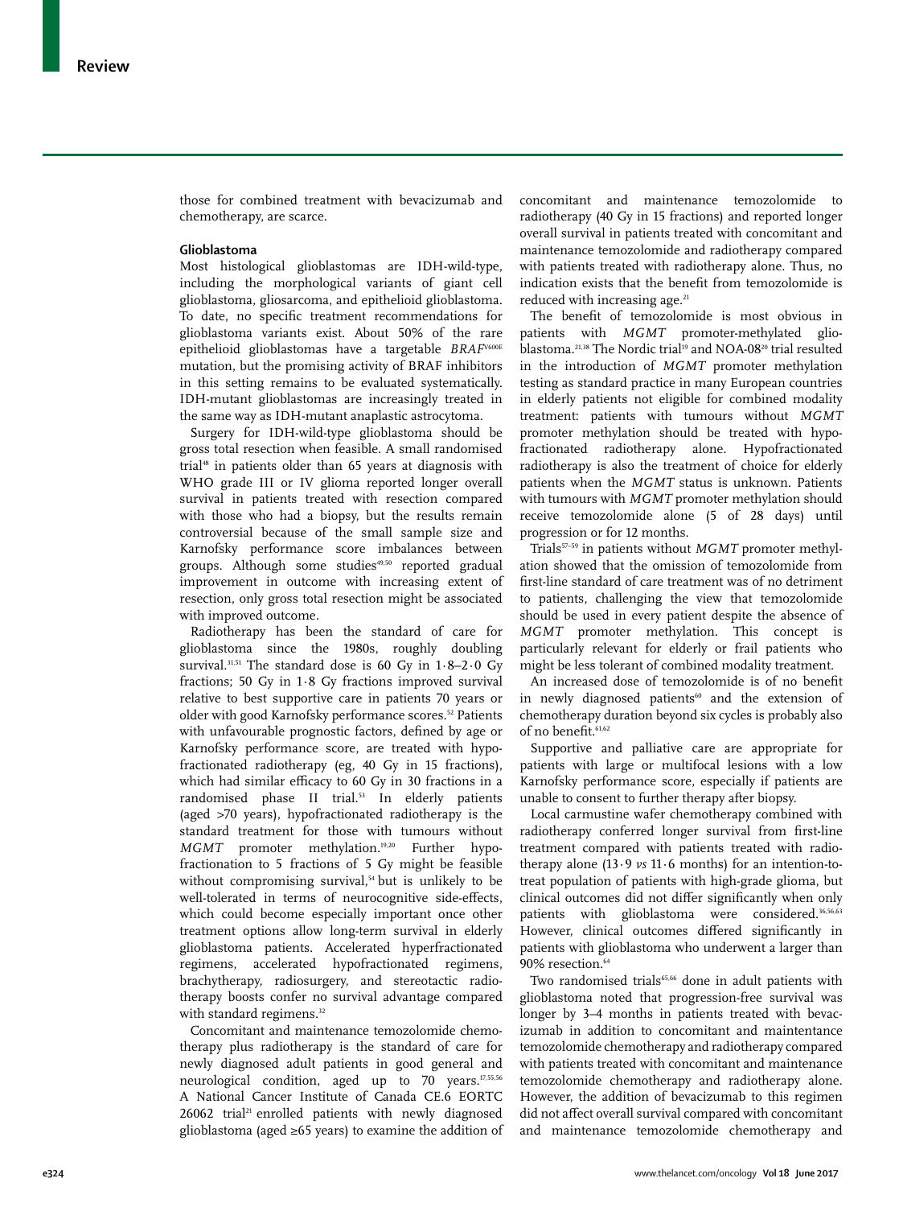those for combined treatment with bevacizumab and chemotherapy, are scarce.

### Glioblastoma

Most histological glioblastomas are IDH-wild-type, including the morphological variants of giant cell glioblastoma, gliosarcoma, and epithelioid glioblastoma. To date, no specific treatment recommendations for glioblastoma variants exist. About 50% of the rare epithelioid glioblastomas have a targetable *BRAF*[V600E] mutation, but the promising activity of BRAF inhibitors in this setting remains to be evaluated systematically. IDH-mutant glioblastomas are increasingly treated in the same way as IDH-mutant anaplastic astrocytoma.

Surgery for IDH-wild-type glioblastoma should be gross total resection when feasible. A small randomised trial[48] in patients older than 65 years at diagnosis with WHO grade III or IV glioma reported longer overall survival in patients treated with resection compared with those who had a biopsy, but the results remain controversial because of the small sample size and Karnofsky performance score imbalances between groups. Although some studies[49,50] reported gradual improvement in outcome with increasing extent of resection, only gross total resection might be associated with improved outcome.

Radiotherapy has been the standard of care for glioblastoma since the 1980s, roughly doubling survival.[31,51] The standard dose is 60 Gy in 1·8–2·0 Gy fractions; 50 Gy in 1·8 Gy fractions improved survival relative to best supportive care in patients 70 years or older with good Karnofsky performance scores.[52] Patients with unfavourable prognostic factors, defined by age or Karnofsky performance score, are treated with hypofractionated radiotherapy (eg, 40 Gy in 15 fractions), which had similar efficacy to 60 Gy in 30 fractions in a randomised phase II trial.[53] In elderly patients (aged >70 years), hypofractionated radiotherapy is the standard treatment for those with tumours without *MGMT* promoter methylation.[19,20] Further hypofractionation to 5 fractions of 5 Gy might be feasible without compromising survival,[54] but is unlikely to be well-tolerated in terms of neurocognitive side-effects, which could become especially important once other treatment options allow long-term survival in elderly glioblastoma patients. Accelerated hyperfractionated regimens, accelerated hypofractionated regimens, brachytherapy, radiosurgery, and stereotactic radiotherapy boosts confer no survival advantage compared with standard regimens.[32]

Concomitant and maintenance temozolomide chemotherapy plus radiotherapy is the standard of care for newly diagnosed adult patients in good general and neurological condition, aged up to 70 years.[17,55,56] A National Cancer Institute of Canada CE.6 EORTC 26062 trial[21] enrolled patients with newly diagnosed glioblastoma (aged ≥65 years) to examine the addition of concomitant and maintenance temozolomide to radiotherapy (40 Gy in 15 fractions) and reported longer overall survival in patients treated with concomitant and maintenance temozolomide and radiotherapy compared with patients treated with radiotherapy alone. Thus, no indication exists that the benefit from temozolomide is reduced with increasing age.[21]

The benefit of temozolomide is most obvious in patients with *MGMT* promoter-methylated glioblastoma.[21,38] The Nordic trial[19] and NOA-08[20] trial resulted in the introduction of *MGMT* promoter methylation testing as standard practice in many European countries in elderly patients not eligible for combined modality treatment: patients with tumours without *MGMT* promoter methylation should be treated with hypofractionated radiotherapy alone. Hypofractionated radiotherapy is also the treatment of choice for elderly patients when the *MGMT* status is unknown. Patients with tumours with *MGMT* promoter methylation should receive temozolomide alone (5 of 28 days) until progression or for 12 months.

Trials[57–59] in patients without *MGMT* promoter methylation showed that the omission of temozolomide from first-line standard of care treatment was of no detriment to patients, challenging the view that temozolomide should be used in every patient despite the absence of *MGMT* promoter methylation. This concept is particularly relevant for elderly or frail patients who might be less tolerant of combined modality treatment.

An increased dose of temozolomide is of no benefit in newly diagnosed patients[60] and the extension of chemotherapy duration beyond six cycles is probably also of no benefit.[61,62]

Supportive and palliative care are appropriate for patients with large or multifocal lesions with a low Karnofsky performance score, especially if patients are unable to consent to further therapy after biopsy.

Local carmustine wafer chemotherapy combined with radiotherapy conferred longer survival from first-line treatment compared with patients treated with radiotherapy alone (13·9 *vs* 11·6 months) for an intention-to-treat population of patients with high-grade glioma, but clinical outcomes did not differ significantly when only patients with glioblastoma were considered.[36,56,63] However, clinical outcomes differed significantly in patients with glioblastoma who underwent a larger than 90% resection.[64]

Two randomised trials[65,66] done in adult patients with glioblastoma noted that progression-free survival was longer by 3–4 months in patients treated with bevacizumab in addition to concomitant and maintentance temozolomide chemotherapy and radiotherapy compared with patients treated with concomitant and maintenance temozolomide chemotherapy and radiotherapy alone. However, the addition of bevacizumab to this regimen did not affect overall survival compared with concomitant and maintenance temozolomide chemotherapy and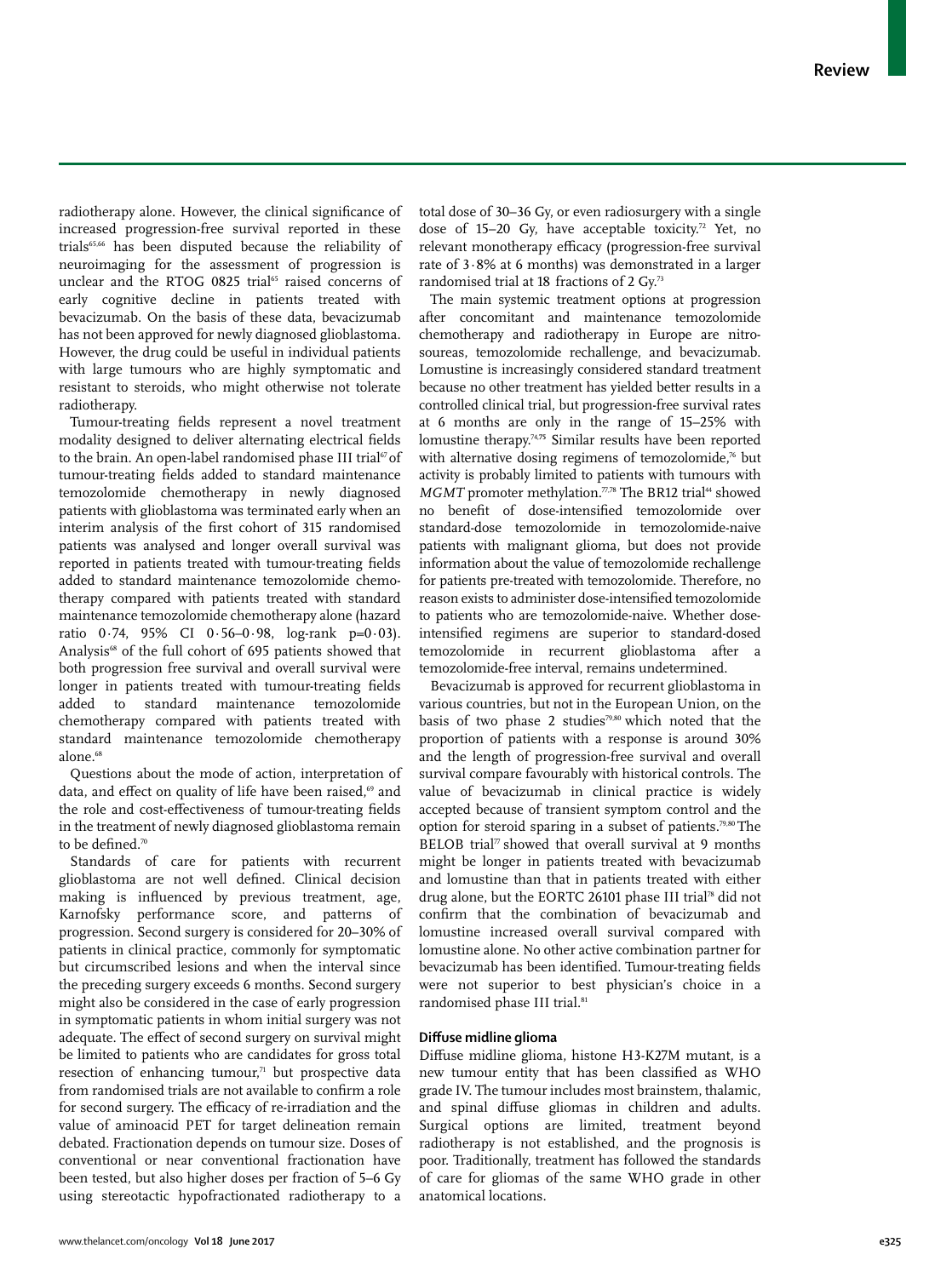radiotherapy alone. However, the clinical significance of increased progression-free survival reported in these trials[65,66] has been disputed because the reliability of neuroimaging for the assessment of progression is unclear and the RTOG 0825 trial[65] raised concerns of early cognitive decline in patients treated with bevacizumab. On the basis of these data, bevacizumab has not been approved for newly diagnosed glioblastoma. However, the drug could be useful in individual patients with large tumours who are highly symptomatic and resistant to steroids, who might otherwise not tolerate radiotherapy.

Tumour-treating fields represent a novel treatment modality designed to deliver alternating electrical fields to the brain. An open-label randomised phase III trial[67] of tumour-treating fields added to standard maintenance temozolomide chemotherapy in newly diagnosed patients with glioblastoma was terminated early when an interim analysis of the first cohort of 315 randomised patients was analysed and longer overall survival was reported in patients treated with tumour-treating fields added to standard maintenance temozolomide chemotherapy compared with patients treated with standard maintenance temozolomide chemotherapy alone (hazard ratio 0·74, 95% CI 0·56–0·98, log-rank p=0·03). Analysis[68] of the full cohort of 695 patients showed that both progression free survival and overall survival were longer in patients treated with tumour-treating fields added to standard maintenance temozolomide chemotherapy compared with patients treated with standard maintenance temozolomide chemotherapy alone.[68]

Questions about the mode of action, interpretation of data, and effect on quality of life have been raised,[69] and the role and cost-effectiveness of tumour-treating fields in the treatment of newly diagnosed glioblastoma remain to be defined.[70]

Standards of care for patients with recurrent glioblastoma are not well defined. Clinical decision making is influenced by previous treatment, age, Karnofsky performance score, and patterns of progression. Second surgery is considered for 20–30% of patients in clinical practice, commonly for symptomatic but circumscribed lesions and when the interval since the preceding surgery exceeds 6 months. Second surgery might also be considered in the case of early progression in symptomatic patients in whom initial surgery was not adequate. The effect of second surgery on survival might be limited to patients who are candidates for gross total resection of enhancing tumour,[71] but prospective data from randomised trials are not available to confirm a role for second surgery. The efficacy of re-irradiation and the value of aminoacid PET for target delineation remain debated. Fractionation depends on tumour size. Doses of conventional or near conventional fractionation have been tested, but also higher doses per fraction of 5–6 Gy using stereotactic hypofractionated radiotherapy to a total dose of 30–36 Gy, or even radiosurgery with a single dose of 15–20 Gy, have acceptable toxicity.[72] Yet, no relevant monotherapy efficacy (progression-free survival rate of 3·8% at 6 months) was demonstrated in a larger randomised trial at 18 fractions of 2 Gy.[73]

The main systemic treatment options at progression after concomitant and maintenance temozolomide chemotherapy and radiotherapy in Europe are nitrosoureas, temozolomide rechallenge, and bevacizumab. Lomustine is increasingly considered standard treatment because no other treatment has yielded better results in a controlled clinical trial, but progression-free survival rates at 6 months are only in the range of 15–25% with lomustine therapy.[74,75] Similar results have been reported with alternative dosing regimens of temozolomide,[76] but activity is probably limited to patients with tumours with *MGMT* promoter methylation.[77,78] The BR12 trial[44] showed no benefit of dose-intensified temozolomide over standard-dose temozolomide in temozolomide-naive patients with malignant glioma, but does not provide information about the value of temozolomide rechallenge for patients pre-treated with temozolomide. Therefore, no reason exists to administer dose-intensified temozolomide to patients who are temozolomide-naive. Whether dose-intensified regimens are superior to standard-dosed temozolomide in recurrent glioblastoma after a temozolomide-free interval, remains undetermined.

Bevacizumab is approved for recurrent glioblastoma in various countries, but not in the European Union, on the basis of two phase 2 studies[79,80] which noted that the proportion of patients with a response is around 30% and the length of progression-free survival and overall survival compare favourably with historical controls. The value of bevacizumab in clinical practice is widely accepted because of transient symptom control and the option for steroid sparing in a subset of patients.[79,80] The BELOB trial[77] showed that overall survival at 9 months might be longer in patients treated with bevacizumab and lomustine than that in patients treated with either drug alone, but the EORTC 26101 phase III trial[78] did not confirm that the combination of bevacizumab and lomustine increased overall survival compared with lomustine alone. No other active combination partner for bevacizumab has been identified. Tumour-treating fields were not superior to best physician's choice in a randomised phase III trial.[81]

### Diffuse midline glioma

Diffuse midline glioma, histone H3-K27M mutant, is a new tumour entity that has been classified as WHO grade IV. The tumour includes most brainstem, thalamic, and spinal diffuse gliomas in children and adults. Surgical options are limited, treatment beyond radiotherapy is not established, and the prognosis is poor. Traditionally, treatment has followed the standards of care for gliomas of the same WHO grade in other anatomical locations.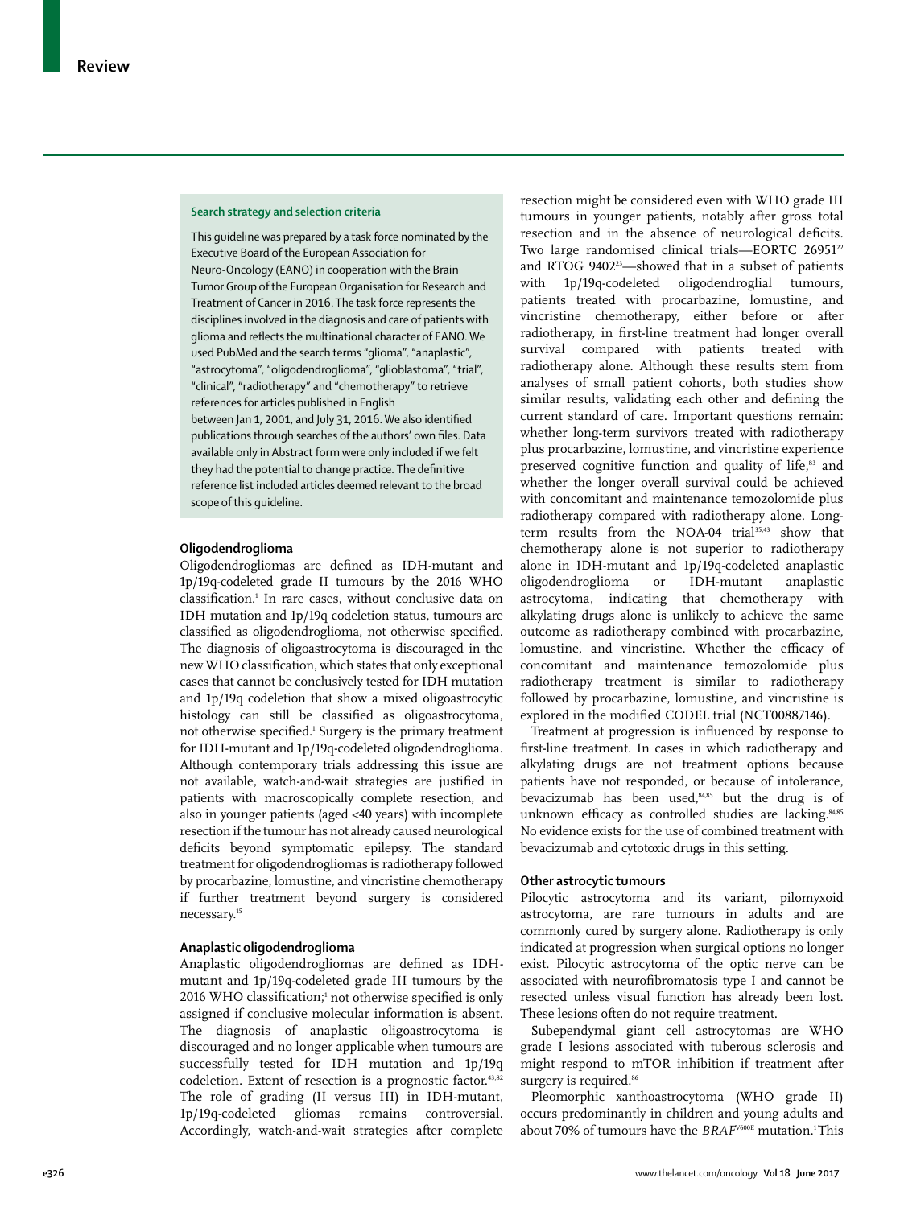### Search strategy and selection criteria

This guideline was prepared by a task force nominated by the Executive Board of the European Association for Neuro-Oncology (EANO) in cooperation with the Brain Tumor Group of the European Organisation for Research and Treatment of Cancer in 2016. The task force represents the disciplines involved in the diagnosis and care of patients with glioma and reflects the multinational character of EANO. We used PubMed and the search terms "glioma", "anaplastic", "astrocytoma", "oligodendroglioma", "glioblastoma", "trial", "clinical", "radiotherapy" and "chemotherapy" to retrieve references for articles published in English between Jan 1, 2001, and July 31, 2016. We also identified publications through searches of the authors' own files. Data available only in Abstract form were only included if we felt they had the potential to change practice. The definitive reference list included articles deemed relevant to the broad scope of this guideline.

## Oligodendroglioma

Oligodendrogliomas are defined as IDH-mutant and 1p/19q-codeleted grade II tumours by the 2016 WHO classification.[1] In rare cases, without conclusive data on IDH mutation and 1p/19q codeletion status, tumours are classified as oligodendroglioma, not otherwise specified. The diagnosis of oligoastrocytoma is discouraged in the new WHO classification, which states that only exceptional cases that cannot be conclusively tested for IDH mutation and 1p/19q codeletion that show a mixed oligoastrocytic histology can still be classified as oligoastrocytoma, not otherwise specified.[1] Surgery is the primary treatment for IDH-mutant and 1p/19q-codeleted oligodendroglioma. Although contemporary trials addressing this issue are not available, watch-and-wait strategies are justified in patients with macroscopically complete resection, and also in younger patients (aged <40 years) with incomplete resection if the tumour has not already caused neurological deficits beyond symptomatic epilepsy. The standard treatment for oligodendrogliomas is radiotherapy followed by procarbazine, lomustine, and vincristine chemotherapy if further treatment beyond surgery is considered necessary.[15]

## Anaplastic oligodendroglioma

Anaplastic oligodendrogliomas are defined as IDH-mutant and 1p/19q-codeleted grade III tumours by the 2016 WHO classification;[1] not otherwise specified is only assigned if conclusive molecular information is absent. The diagnosis of anaplastic oligoastrocytoma is discouraged and no longer applicable when tumours are successfully tested for IDH mutation and 1p/19q codeletion. Extent of resection is a prognostic factor.[43,82] The role of grading (II versus III) in IDH-mutant, 1p/19q-codeleted gliomas remains controversial. Accordingly, watch-and-wait strategies after complete resection might be considered even with WHO grade III tumours in younger patients, notably after gross total resection and in the absence of neurological deficits. Two large randomised clinical trials—EORTC 26951[22] and RTOG 9402[23]—showed that in a subset of patients with 1p/19q-codeleted oligodendroglial tumours, patients treated with procarbazine, lomustine, and vincristine chemotherapy, either before or after radiotherapy, in first-line treatment had longer overall survival compared with patients treated with radiotherapy alone. Although these results stem from analyses of small patient cohorts, both studies show similar results, validating each other and defining the current standard of care. Important questions remain: whether long-term survivors treated with radiotherapy plus procarbazine, lomustine, and vincristine experience preserved cognitive function and quality of life,[83] and whether the longer overall survival could be achieved with concomitant and maintenance temozolomide plus radiotherapy compared with radiotherapy alone. Long-term results from the NOA-04 trial[35,43] show that chemotherapy alone is not superior to radiotherapy alone in IDH-mutant and 1p/19q-codeleted anaplastic oligodendroglioma or IDH-mutant anaplastic astrocytoma, indicating that chemotherapy with alkylating drugs alone is unlikely to achieve the same outcome as radiotherapy combined with procarbazine, lomustine, and vincristine. Whether the efficacy of concomitant and maintenance temozolomide plus radiotherapy treatment is similar to radiotherapy followed by procarbazine, lomustine, and vincristine is explored in the modified CODEL trial (NCT00887146).

Treatment at progression is influenced by response to first-line treatment. In cases in which radiotherapy and alkylating drugs are not treatment options because patients have not responded, or because of intolerance, bevacizumab has been used,[84,85] but the drug is of unknown efficacy as controlled studies are lacking.[84,85] No evidence exists for the use of combined treatment with bevacizumab and cytotoxic drugs in this setting.

## Other astrocytic tumours

Pilocytic astrocytoma and its variant, pilomyxoid astrocytoma, are rare tumours in adults and are commonly cured by surgery alone. Radiotherapy is only indicated at progression when surgical options no longer exist. Pilocytic astrocytoma of the optic nerve can be associated with neurofibromatosis type I and cannot be resected unless visual function has already been lost. These lesions often do not require treatment.

Subependymal giant cell astrocytomas are WHO grade I lesions associated with tuberous sclerosis and might respond to mTOR inhibition if treatment after surgery is required.[86]

Pleomorphic xanthoastrocytoma (WHO grade II) occurs predominantly in children and young adults and about 70% of tumours have the *BRAF*$^{V600E}$ mutation.[1] This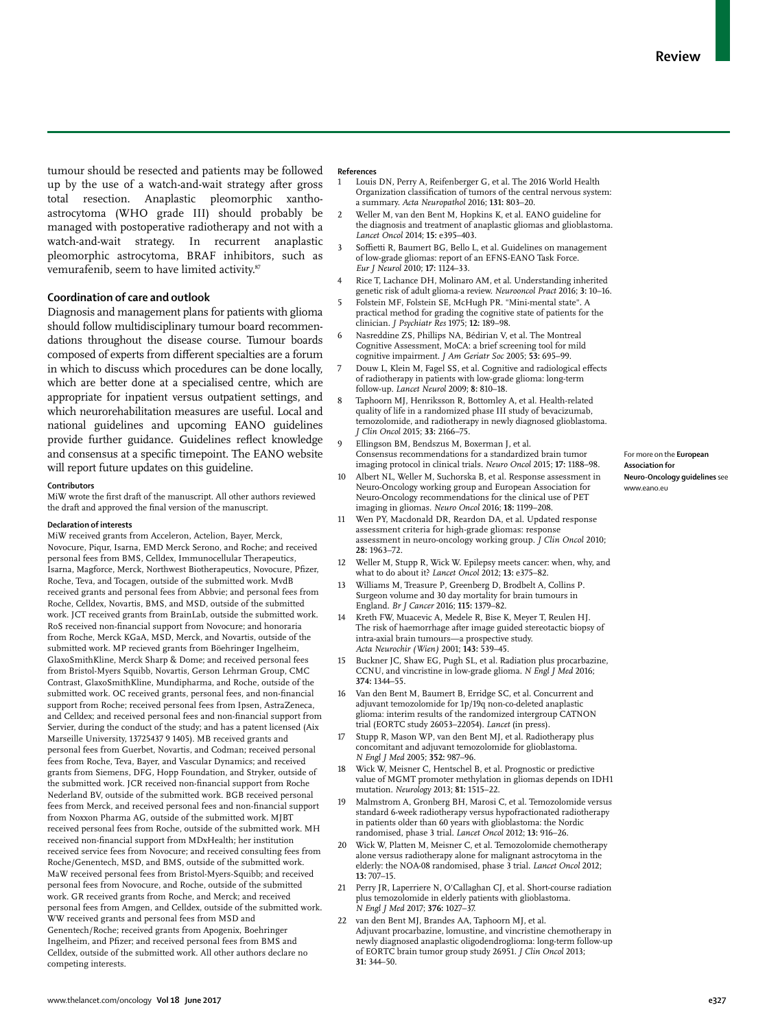tumour should be resected and patients may be followed up by the use of a watch-and-wait strategy after gross total resection. Anaplastic pleomorphic xanthoastrocytoma (WHO grade III) should probably be managed with postoperative radiotherapy and not with a watch-and-wait strategy. In recurrent anaplastic pleomorphic astrocytoma, BRAF inhibitors, such as vemurafenib, seem to have limited activity.[87]

## Coordination of care and outlook

Diagnosis and management plans for patients with glioma should follow multidisciplinary tumour board recommendations throughout the disease course. Tumour boards composed of experts from different specialties are a forum in which to discuss which procedures can be done locally, which are better done at a specialised centre, which are appropriate for inpatient versus outpatient settings, and which neurorehabilitation measures are useful. Local and national guidelines and upcoming EANO guidelines provide further guidance. Guidelines reflect knowledge and consensus at a specific timepoint. The EANO website will report future updates on this guideline.

For more on the **European Association for Neuro-Oncology guidelines** see www.eano.eu

### Contributors

MiW wrote the first draft of the manuscript. All other authors reviewed the draft and approved the final version of the manuscript.

### Declaration of interests

MiW received grants from Acceleron, Actelion, Bayer, Merck, Novocure, Piqur, Isarna, EMD Merck Serono, and Roche; and received personal fees from BMS, Celldex, Immunocellular Therapeutics, Isarna, Magforce, Merck, Northwest Biotherapeutics, Novocure, Pfizer, Roche, Teva, and Tocagen, outside of the submitted work. MvdB received grants and personal fees from Abbvie; and personal fees from Roche, Celldex, Novartis, BMS, and MSD, outside of the submitted work. JCT received grants from BrainLab, outside the submitted work. RoS received non-financial support from Novocure; and honoraria from Roche, Merck KGaA, MSD, Merck, and Novartis, outside of the submitted work. MP recieved grants from Böehringer Ingelheim, GlaxoSmithKline, Merck Sharp & Dome; and received personal fees from Bristol-Myers Squibb, Novartis, Gerson Lehrman Group, CMC Contrast, GlaxoSmithKline, Mundipharma, and Roche, outside of the submitted work. OC received grants, personal fees, and non-financial support from Roche; received personal fees from Ipsen, AstraZeneca, and Celldex; and received personal fees and non-financial support from Servier, during the conduct of the study; and has a patent licensed (Aix Marseille University, 13725437 9 1405). MB received grants and personal fees from Guerbet, Novartis, and Codman; received personal fees from Roche, Teva, Bayer, and Vascular Dynamics; and received grants from Siemens, DFG, Hopp Foundation, and Stryker, outside of the submitted work. JCR received non-financial support from Roche Nederland BV, outside of the submitted work. BGB received personal fees from Merck, and received personal fees and non-financial support from Noxxon Pharma AG, outside of the submitted work. MJBT received personal fees from Roche, outside of the submitted work. MH received non-financial support from MDxHealth; her institution received service fees from Novocure; and received consulting fees from Roche/Genentech, MSD, and BMS, outside of the submitted work. MaW received personal fees from Bristol-Myers-Squibb; and received personal fees from Novocure, and Roche, outside of the submitted work. GR received grants from Roche, and Merck; and received personal fees from Amgen, and Celldex, outside of the submitted work. WW received grants and personal fees from MSD and Genentech/Roche; received grants from Apogenix, Boehringer Ingelheim, and Pfizer; and received personal fees from BMS and Celldex, outside of the submitted work. All other authors declare no competing interests.

### References

1. Louis DN, Perry A, Reifenberger G, et al. The 2016 World Health Organization classification of tumors of the central nervous system: a summary. *Acta Neuropathol* 2016; **131:** 803–20.
2. Weller M, van den Bent M, Hopkins K, et al. EANO guideline for the diagnosis and treatment of anaplastic gliomas and glioblastoma. *Lancet Oncol* 2014; **15:** e395–403.
3. Soffietti R, Baumert BG, Bello L, et al. Guidelines on management of low-grade gliomas: report of an EFNS-EANO Task Force. *Eur J Neurol* 2010; **17:** 1124–33.
4. Rice T, Lachance DH, Molinaro AM, et al. Understanding inherited genetic risk of adult glioma-a review. *Neurooncol Pract* 2016; **3:** 10–16.
5. Folstein MF, Folstein SE, McHugh PR. "Mini-mental state". A practical method for grading the cognitive state of patients for the clinician. *J Psychiatr Res* 1975; **12:** 189–98.
6. Nasreddine ZS, Phillips NA, Bédirian V, et al. The Montreal Cognitive Assessment, MoCA: a brief screening tool for mild cognitive impairment. *J Am Geriatr Soc* 2005; **53:** 695–99.
7. Douw L, Klein M, Fagel SS, et al. Cognitive and radiological effects of radiotherapy in patients with low-grade glioma: long-term follow-up. *Lancet Neurol* 2009; **8:** 810–18.
8. Taphoorn MJ, Henriksson R, Bottomley A, et al. Health-related quality of life in a randomized phase III study of bevacizumab, temozolomide, and radiotherapy in newly diagnosed glioblastoma. *J Clin Oncol* 2015; **33:** 2166–75.
9. Ellingson BM, Bendszus M, Boxerman J, et al. Consensus recommendations for a standardized brain tumor imaging protocol in clinical trials. *Neuro Oncol* 2015; **17:** 1188–98.
10. Albert NL, Weller M, Suchorska B, et al. Response assessment in Neuro-Oncology working group and European Association for Neuro-Oncology recommendations for the clinical use of PET imaging in gliomas. *Neuro Oncol* 2016; **18:** 1199–208.
11. Wen PY, Macdonald DR, Reardon DA, et al. Updated response assessment criteria for high-grade gliomas: response assessment in neuro-oncology working group. *J Clin Oncol* 2010; **28:** 1963–72.
12. Weller M, Stupp R, Wick W. Epilepsy meets cancer: when, why, and what to do about it? *Lancet Oncol* 2012; **13:** e375–82.
13. Williams M, Treasure P, Greenberg D, Brodbelt A, Collins P. Surgeon volume and 30 day mortality for brain tumours in England. *Br J Cancer* 2016; **115:** 1379–82.
14. Kreth FW, Muacevic A, Medele R, Bise K, Meyer T, Reulen HJ. The risk of haemorrhage after image guided stereotactic biopsy of intra-axial brain tumours—a prospective study. *Acta Neurochir (Wien)* 2001; **143:** 539–45.
15. Buckner JC, Shaw EG, Pugh SL, et al. Radiation plus procarbazine, CCNU, and vincristine in low-grade glioma. *N Engl J Med* 2016; **374:** 1344–55.
16. Van den Bent M, Baumert B, Erridge SC, et al. Concurrent and adjuvant temozolomide for 1p/19q non-co-deleted anaplastic glioma: interim results of the randomized intergroup CATNON trial (EORTC study 26053–22054). *Lancet* (in press).
17. Stupp R, Mason WP, van den Bent MJ, et al. Radiotherapy plus concomitant and adjuvant temozolomide for glioblastoma. *N Engl J Med* 2005; **352:** 987–96.
18. Wick W, Meisner C, Hentschel B, et al. Prognostic or predictive value of MGMT promoter methylation in gliomas depends on IDH1 mutation. *Neurology* 2013; **81:** 1515–22.
19. Malmstrom A, Gronberg BH, Marosi C, et al. Temozolomide versus standard 6-week radiotherapy versus hypofractionated radiotherapy in patients older than 60 years with glioblastoma: the Nordic randomised, phase 3 trial. *Lancet Oncol* 2012; **13:** 916–26.
20. Wick W, Platten M, Meisner C, et al. Temozolomide chemotherapy alone versus radiotherapy alone for malignant astrocytoma in the elderly: the NOA-08 randomised, phase 3 trial. *Lancet Oncol* 2012; **13:** 707–15.
21. Perry JR, Laperriere N, O'Callaghan CJ, et al. Short-course radiation plus temozolomide in elderly patients with glioblastoma. *N Engl J Med* 2017; **376:** 1027–37.
22. van den Bent MJ, Brandes AA, Taphoorn MJ, et al. Adjuvant procarbazine, lomustine, and vincristine chemotherapy in newly diagnosed anaplastic oligodendroglioma: long-term follow-up of EORTC brain tumor group study 26951. *J Clin Oncol* 2013; **31:** 344–50.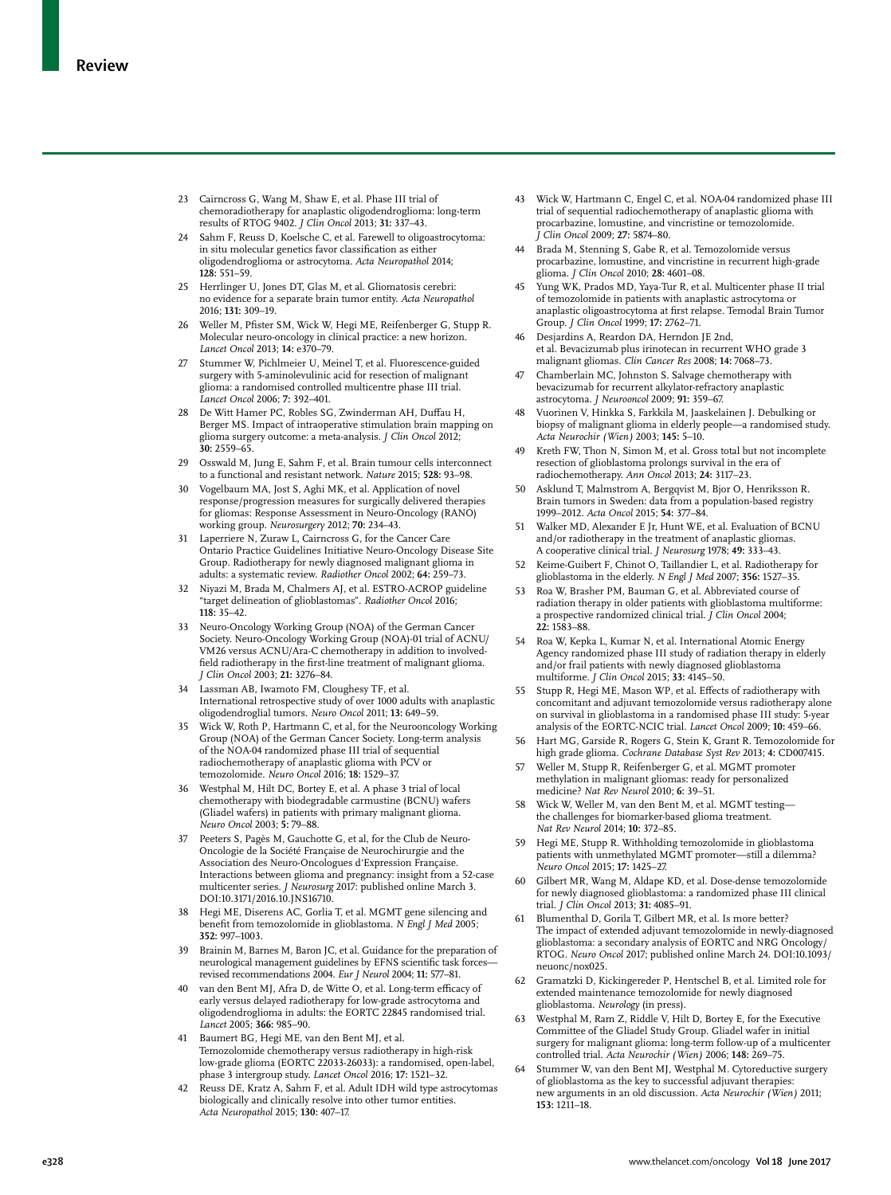23 Cairncross G, Wang M, Shaw E, et al. Phase III trial of chemoradiotherapy for anaplastic oligodendroglioma: long-term results of RTOG 9402. *J Clin Oncol* 2013; **31:** 337–43.

24 Sahm F, Reuss D, Koelsche C, et al. Farewell to oligoastrocytoma: in situ molecular genetics favor classification as either oligodendroglioma or astrocytoma. *Acta Neuropathol* 2014; **128:** 551–59.

25 Herrlinger U, Jones DT, Glas M, et al. Gliomatosis cerebri: no evidence for a separate brain tumor entity. *Acta Neuropathol* 2016; **131:** 309–19.

26 Weller M, Pfister SM, Wick W, Hegi ME, Reifenberger G, Stupp R. Molecular neuro-oncology in clinical practice: a new horizon. *Lancet Oncol* 2013; **14:** e370–79.

27 Stummer W, Pichlmeier U, Meinel T, et al. Fluorescence-guided surgery with 5-aminolevulinic acid for resection of malignant glioma: a randomised controlled multicentre phase III trial. *Lancet Oncol* 2006; **7:** 392–401.

28 De Witt Hamer PC, Robles SG, Zwinderman AH, Duffau H, Berger MS. Impact of intraoperative stimulation brain mapping on glioma surgery outcome: a meta-analysis. *J Clin Oncol* 2012; **30:** 2559–65.

29 Osswald M, Jung E, Sahm F, et al. Brain tumour cells interconnect to a functional and resistant network. *Nature* 2015; **528:** 93–98.

30 Vogelbaum MA, Jost S, Aghi MK, et al. Application of novel response/progression measures for surgically delivered therapies for gliomas: Response Assessment in Neuro-Oncology (RANO) working group. *Neurosurgery* 2012; **70:** 234–43.

31 Laperriere N, Zuraw L, Cairncross G, for the Cancer Care Ontario Practice Guidelines Initiative Neuro-Oncology Disease Site Group. Radiotherapy for newly diagnosed malignant glioma in adults: a systematic review. *Radiother Oncol* 2002; **64:** 259–73.

32 Niyazi M, Brada M, Chalmers AJ, et al. ESTRO-ACROP guideline "target delineation of glioblastomas". *Radiother Oncol* 2016; **118:** 35–42.

33 Neuro-Oncology Working Group (NOA) of the German Cancer Society. Neuro-Oncology Working Group (NOA)-01 trial of ACNU/VM26 versus ACNU/Ara-C chemotherapy in addition to involved-field radiotherapy in the first-line treatment of malignant glioma. *J Clin Oncol* 2003; **21:** 3276–84.

34 Lassman AB, Iwamoto FM, Cloughesy TF, et al. International retrospective study of over 1000 adults with anaplastic oligodendroglial tumors. *Neuro Oncol* 2011; **13:** 649–59.

35 Wick W, Roth P, Hartmann C, et al, for the Neurooncology Working Group (NOA) of the German Cancer Society. Long-term analysis of the NOA-04 randomized phase III trial of sequential radiochemotherapy of anaplastic glioma with PCV or temozolomide. *Neuro Oncol* 2016; **18:** 1529–37.

36 Westphal M, Hilt DC, Bortey E, et al. A phase 3 trial of local chemotherapy with biodegradable carmustine (BCNU) wafers (Gliadel wafers) in patients with primary malignant glioma. *Neuro Oncol* 2003; **5:** 79–88.

37 Peeters S, Pagès M, Gauchotte G, et al, for the Club de Neuro-Oncologie de la Société Française de Neurochirurgie and the Association des Neuro-Oncologues d'Expression Française. Interactions between glioma and pregnancy: insight from a 52-case multicenter series. *J Neurosurg* 2017: published online March 3. DOI:10.3171/2016.10.JNS16710.

38 Hegi ME, Diserens AC, Gorlia T, et al. MGMT gene silencing and benefit from temozolomide in glioblastoma. *N Engl J Med* 2005; **352:** 997–1003.

39 Brainin M, Barnes M, Baron JC, et al. Guidance for the preparation of neurological management guidelines by EFNS scientific task forces—revised recommendations 2004. *Eur J Neurol* 2004; **11:** 577–81.

40 van den Bent MJ, Afra D, de Witte O, et al. Long-term efficacy of early versus delayed radiotherapy for low-grade astrocytoma and oligodendroglioma in adults: the EORTC 22845 randomised trial. *Lancet* 2005; **366:** 985–90.

41 Baumert BG, Hegi ME, van den Bent MJ, et al. Temozolomide chemotherapy versus radiotherapy in high-risk low-grade glioma (EORTC 22033-26033): a randomised, open-label, phase 3 intergroup study. *Lancet Oncol* 2016; **17:** 1521–32.

42 Reuss DE, Kratz A, Sahm F, et al. Adult IDH wild type astrocytomas biologically and clinically resolve into other tumor entities. *Acta Neuropathol* 2015; **130:** 407–17.

43 Wick W, Hartmann C, Engel C, et al. NOA-04 randomized phase III trial of sequential radiochemotherapy of anaplastic glioma with procarbazine, lomustine, and vincristine or temozolomide. *J Clin Oncol* 2009; **27:** 5874–80.

44 Brada M, Stenning S, Gabe R, et al. Temozolomide versus procarbazine, lomustine, and vincristine in recurrent high-grade glioma. *J Clin Oncol* 2010; **28:** 4601–08.

45 Yung WK, Prados MD, Yaya-Tur R, et al. Multicenter phase II trial of temozolomide in patients with anaplastic astrocytoma or anaplastic oligoastrocytoma at first relapse. Temodal Brain Tumor Group. *J Clin Oncol* 1999; **17:** 2762–71.

46 Desjardins A, Reardon DA, Herndon JE 2nd, et al. Bevacizumab plus irinotecan in recurrent WHO grade 3 malignant gliomas. *Clin Cancer Res* 2008; **14:** 7068–73.

47 Chamberlain MC, Johnston S. Salvage chemotherapy with bevacizumab for recurrent alkylator-refractory anaplastic astrocytoma. *J Neurooncol* 2009; **91:** 359–67.

48 Vuorinen V, Hinkka S, Farkkila M, Jaaskelainen J. Debulking or biopsy of malignant glioma in elderly people—a randomised study. *Acta Neurochir (Wien)* 2003; **145:** 5–10.

49 Kreth FW, Thon N, Simon M, et al. Gross total but not incomplete resection of glioblastoma prolongs survival in the era of radiochemotherapy. *Ann Oncol* 2013; **24:** 3117–23.

50 Asklund T, Malmstrom A, Bergqvist M, Bjor O, Henriksson R. Brain tumors in Sweden: data from a population-based registry 1999–2012. *Acta Oncol* 2015; **54:** 377–84.

51 Walker MD, Alexander E Jr, Hunt WE, et al. Evaluation of BCNU and/or radiotherapy in the treatment of anaplastic gliomas. A cooperative clinical trial. *J Neurosurg* 1978; **49:** 333–43.

52 Keime-Guibert F, Chinot O, Taillandier L, et al. Radiotherapy for glioblastoma in the elderly. *N Engl J Med* 2007; **356:** 1527–35.

53 Roa W, Brasher PM, Bauman G, et al. Abbreviated course of radiation therapy in older patients with glioblastoma multiforme: a prospective randomized clinical trial. *J Clin Oncol* 2004; **22:** 1583–88.

54 Roa W, Kepka L, Kumar N, et al. International Atomic Energy Agency randomized phase III study of radiation therapy in elderly and/or frail patients with newly diagnosed glioblastoma multiforme. *J Clin Oncol* 2015; **33:** 4145–50.

55 Stupp R, Hegi ME, Mason WP, et al. Effects of radiotherapy with concomitant and adjuvant temozolomide versus radiotherapy alone on survival in glioblastoma in a randomised phase III study: 5-year analysis of the EORTC-NCIC trial. *Lancet Oncol* 2009; **10:** 459–66.

56 Hart MG, Garside R, Rogers G, Stein K, Grant R. Temozolomide for high grade glioma. *Cochrane Database Syst Rev* 2013; **4:** CD007415.

57 Weller M, Stupp R, Reifenberger G, et al. MGMT promoter methylation in malignant gliomas: ready for personalized medicine? *Nat Rev Neurol* 2010; **6:** 39–51.

58 Wick W, Weller M, van den Bent M, et al. MGMT testing—the challenges for biomarker-based glioma treatment. *Nat Rev Neurol* 2014; **10:** 372–85.

59 Hegi ME, Stupp R. Withholding temozolomide in glioblastoma patients with unmethylated MGMT promoter—still a dilemma? *Neuro Oncol* 2015; **17:** 1425–27.

60 Gilbert MR, Wang M, Aldape KD, et al. Dose-dense temozolomide for newly diagnosed glioblastoma: a randomized phase III clinical trial. *J Clin Oncol* 2013; **31:** 4085–91.

61 Blumenthal D, Gorila T, Gilbert MR, et al. Is more better? The impact of extended adjuvant temozolomide in newly-diagnosed glioblastoma: a secondary analysis of EORTC and NRG Oncology/RTOG. *Neuro Oncol* 2017; published online March 24. DOI:10.1093/neuonc/nox025.

62 Gramatzki D, Kickingereder P, Hentschel B, et al. Limited role for extended maintenance temozolomide for newly diagnosed glioblastoma. *Neurology* (in press).

63 Westphal M, Ram Z, Riddle V, Hilt D, Bortey E, for the Executive Committee of the Gliadel Study Group. Gliadel wafer in initial surgery for malignant glioma: long-term follow-up of a multicenter controlled trial. *Acta Neurochir (Wien)* 2006; **148:** 269–75.

64 Stummer W, van den Bent MJ, Westphal M. Cytoreductive surgery of glioblastoma as the key to successful adjuvant therapies: new arguments in an old discussion. *Acta Neurochir (Wien)* 2011; **153:** 1211–18.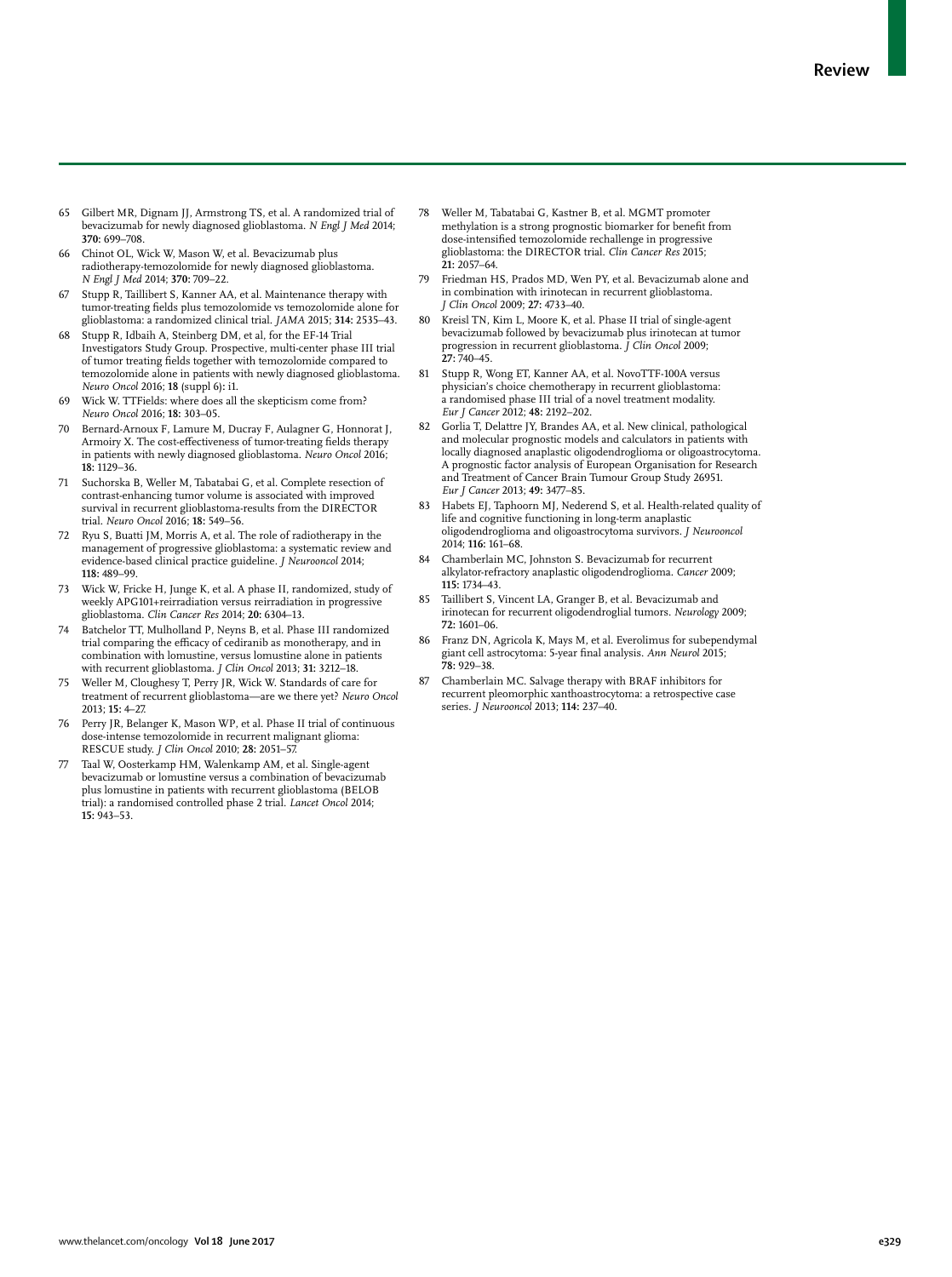65 Gilbert MR, Dignam JJ, Armstrong TS, et al. A randomized trial of bevacizumab for newly diagnosed glioblastoma. *N Engl J Med* 2014; **370:** 699–708.

66 Chinot OL, Wick W, Mason W, et al. Bevacizumab plus radiotherapy-temozolomide for newly diagnosed glioblastoma. *N Engl J Med* 2014; **370:** 709–22.

67 Stupp R, Taillibert S, Kanner AA, et al. Maintenance therapy with tumor-treating fields plus temozolomide vs temozolomide alone for glioblastoma: a randomized clinical trial. *JAMA* 2015; **314:** 2535–43.

68 Stupp R, Idbaih A, Steinberg DM, et al, for the EF-14 Trial Investigators Study Group. Prospective, multi-center phase III trial of tumor treating fields together with temozolomide compared to temozolomide alone in patients with newly diagnosed glioblastoma. *Neuro Oncol* 2016; **18** (suppl 6)**:** i1.

69 Wick W. TTFields: where does all the skepticism come from? *Neuro Oncol* 2016; **18:** 303–05.

70 Bernard-Arnoux F, Lamure M, Ducray F, Aulagner G, Honnorat J, Armoiry X. The cost-effectiveness of tumor-treating fields therapy in patients with newly diagnosed glioblastoma. *Neuro Oncol* 2016; **18:** 1129–36.

71 Suchorska B, Weller M, Tabatabai G, et al. Complete resection of contrast-enhancing tumor volume is associated with improved survival in recurrent glioblastoma-results from the DIRECTOR trial. *Neuro Oncol* 2016; **18:** 549–56.

72 Ryu S, Buatti JM, Morris A, et al. The role of radiotherapy in the management of progressive glioblastoma: a systematic review and evidence-based clinical practice guideline. *J Neurooncol* 2014; **118:** 489–99.

73 Wick W, Fricke H, Junge K, et al. A phase II, randomized, study of weekly APG101+reirradiation versus reirradiation in progressive glioblastoma. *Clin Cancer Res* 2014; **20:** 6304–13.

74 Batchelor TT, Mulholland P, Neyns B, et al. Phase III randomized trial comparing the efficacy of cediranib as monotherapy, and in combination with lomustine, versus lomustine alone in patients with recurrent glioblastoma. *J Clin Oncol* 2013; **31:** 3212–18.

75 Weller M, Cloughesy T, Perry JR, Wick W. Standards of care for treatment of recurrent glioblastoma—are we there yet? *Neuro Oncol* 2013; **15:** 4–27.

76 Perry JR, Belanger K, Mason WP, et al. Phase II trial of continuous dose-intense temozolomide in recurrent malignant glioma: RESCUE study. *J Clin Oncol* 2010; **28:** 2051–57.

77 Taal W, Oosterkamp HM, Walenkamp AM, et al. Single-agent bevacizumab or lomustine versus a combination of bevacizumab plus lomustine in patients with recurrent glioblastoma (BELOB trial): a randomised controlled phase 2 trial. *Lancet Oncol* 2014; **15:** 943–53.

78 Weller M, Tabatabai G, Kastner B, et al. MGMT promoter methylation is a strong prognostic biomarker for benefit from dose-intensified temozolomide rechallenge in progressive glioblastoma: the DIRECTOR trial. *Clin Cancer Res* 2015; **21:** 2057–64.

79 Friedman HS, Prados MD, Wen PY, et al. Bevacizumab alone and in combination with irinotecan in recurrent glioblastoma. *J Clin Oncol* 2009; **27:** 4733–40.

80 Kreisl TN, Kim L, Moore K, et al. Phase II trial of single-agent bevacizumab followed by bevacizumab plus irinotecan at tumor progression in recurrent glioblastoma. *J Clin Oncol* 2009; **27:** 740–45.

81 Stupp R, Wong ET, Kanner AA, et al. NovoTTF-100A versus physician's choice chemotherapy in recurrent glioblastoma: a randomised phase III trial of a novel treatment modality. *Eur J Cancer* 2012; **48:** 2192–202.

82 Gorlia T, Delattre JY, Brandes AA, et al. New clinical, pathological and molecular prognostic models and calculators in patients with locally diagnosed anaplastic oligodendroglioma or oligoastrocytoma. A prognostic factor analysis of European Organisation for Research and Treatment of Cancer Brain Tumour Group Study 26951. *Eur J Cancer* 2013; **49:** 3477–85.

83 Habets EJ, Taphoorn MJ, Nederend S, et al. Health-related quality of life and cognitive functioning in long-term anaplastic oligodendroglioma and oligoastrocytoma survivors. *J Neurooncol* 2014; **116:** 161–68.

84 Chamberlain MC, Johnston S. Bevacizumab for recurrent alkylator-refractory anaplastic oligodendroglioma. *Cancer* 2009; **115:** 1734–43.

85 Taillibert S, Vincent LA, Granger B, et al. Bevacizumab and irinotecan for recurrent oligodendroglial tumors. *Neurology* 2009; **72:** 1601–06.

86 Franz DN, Agricola K, Mays M, et al. Everolimus for subependymal giant cell astrocytoma: 5-year final analysis. *Ann Neurol* 2015; **78:** 929–38.

87 Chamberlain MC. Salvage therapy with BRAF inhibitors for recurrent pleomorphic xanthoastrocytoma: a retrospective case series. *J Neurooncol* 2013; **114:** 237–40.